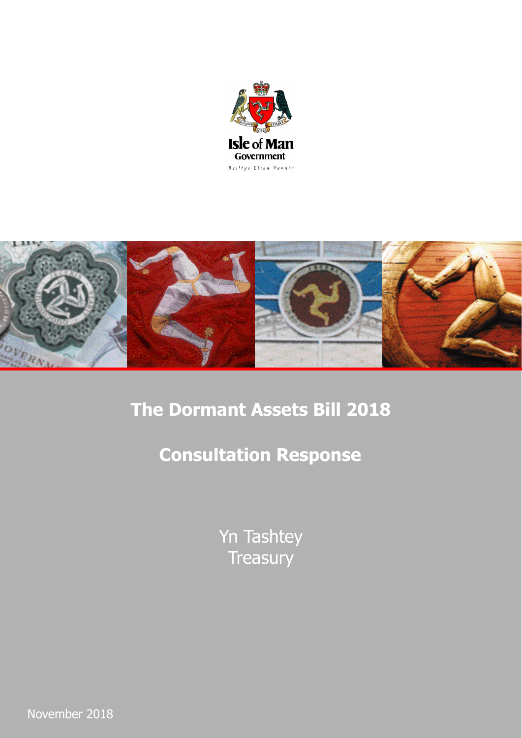Isle of Man Government

Reiltys Ellan Vannin

# The Dormant Assets Bill 2018

# Consultation Response

Yn Tashtey

Treasury

November 2018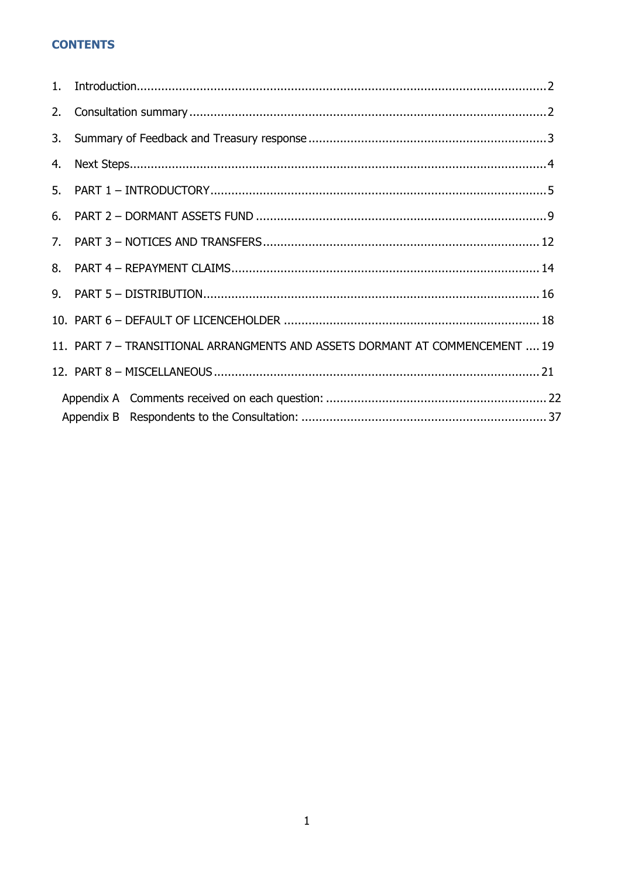## CONTENTS

1. Introduction ..... 2
2. Consultation summary ..... 2
3. Summary of Feedback and Treasury response ..... 3
4. Next Steps ..... 4
5. PART 1 – INTRODUCTORY ..... 5
6. PART 2 – DORMANT ASSETS FUND ..... 9
7. PART 3 – NOTICES AND TRANSFERS ..... 12
8. PART 4 – REPAYMENT CLAIMS ..... 14
9. PART 5 – DISTRIBUTION ..... 16
10. PART 6 – DEFAULT OF LICENCEHOLDER ..... 18
11. PART 7 – TRANSITIONAL ARRANGMENTS AND ASSETS DORMANT AT COMMENCEMENT ..... 19
12. PART 8 – MISCELLANEOUS ..... 21

Appendix A Comments received on each question: ..... 22
Appendix B Respondents to the Consultation: ..... 37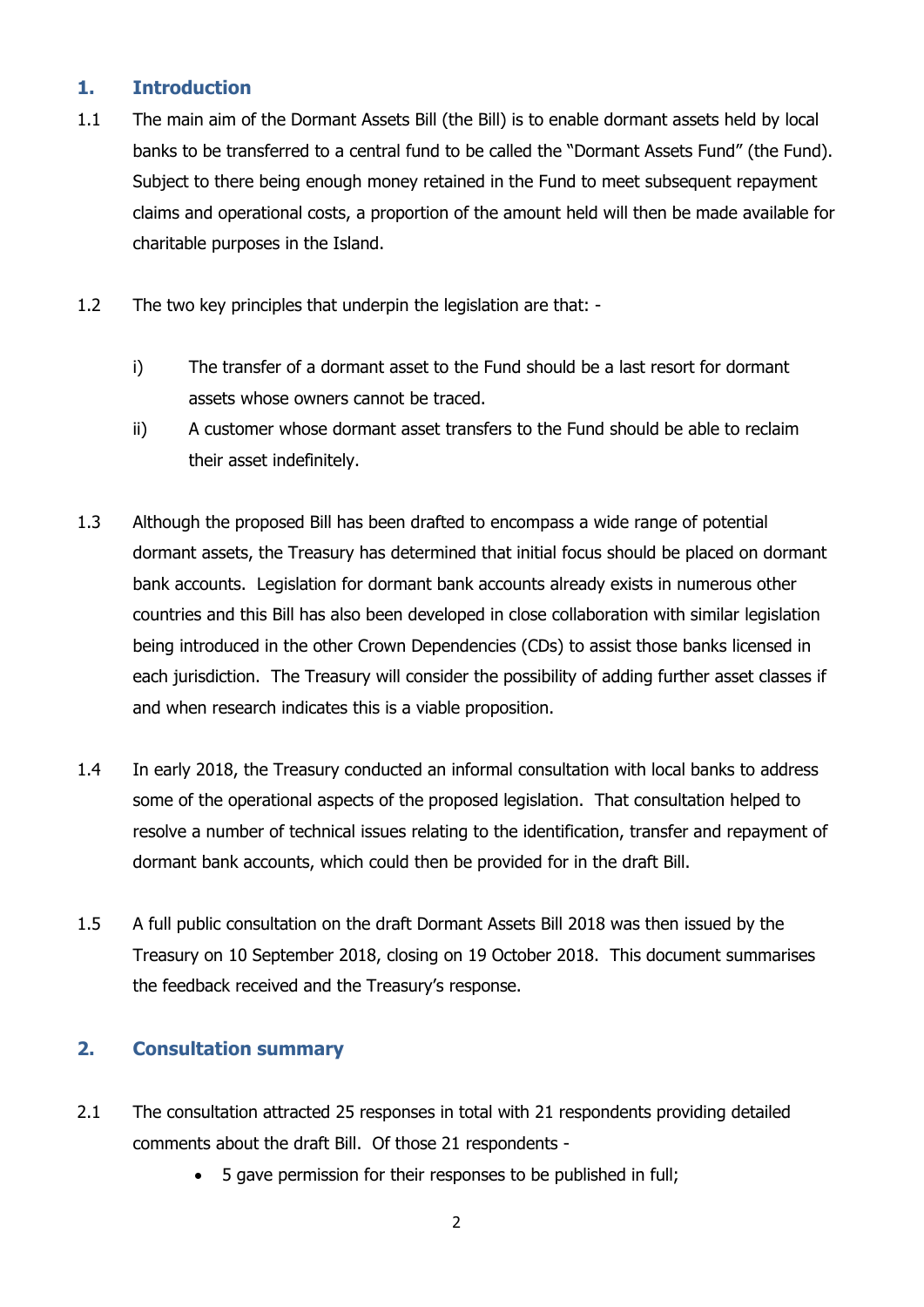## 1. Introduction

1.1 The main aim of the Dormant Assets Bill (the Bill) is to enable dormant assets held by local banks to be transferred to a central fund to be called the "Dormant Assets Fund" (the Fund). Subject to there being enough money retained in the Fund to meet subsequent repayment claims and operational costs, a proportion of the amount held will then be made available for charitable purposes in the Island.

1.2 The two key principles that underpin the legislation are that: -

- i) The transfer of a dormant asset to the Fund should be a last resort for dormant assets whose owners cannot be traced.
- ii) A customer whose dormant asset transfers to the Fund should be able to reclaim their asset indefinitely.

1.3 Although the proposed Bill has been drafted to encompass a wide range of potential dormant assets, the Treasury has determined that initial focus should be placed on dormant bank accounts. Legislation for dormant bank accounts already exists in numerous other countries and this Bill has also been developed in close collaboration with similar legislation being introduced in the other Crown Dependencies (CDs) to assist those banks licensed in each jurisdiction. The Treasury will consider the possibility of adding further asset classes if and when research indicates this is a viable proposition.

1.4 In early 2018, the Treasury conducted an informal consultation with local banks to address some of the operational aspects of the proposed legislation. That consultation helped to resolve a number of technical issues relating to the identification, transfer and repayment of dormant bank accounts, which could then be provided for in the draft Bill.

1.5 A full public consultation on the draft Dormant Assets Bill 2018 was then issued by the Treasury on 10 September 2018, closing on 19 October 2018. This document summarises the feedback received and the Treasury's response.

## 2. Consultation summary

2.1 The consultation attracted 25 responses in total with 21 respondents providing detailed comments about the draft Bill. Of those 21 respondents -

- 5 gave permission for their responses to be published in full;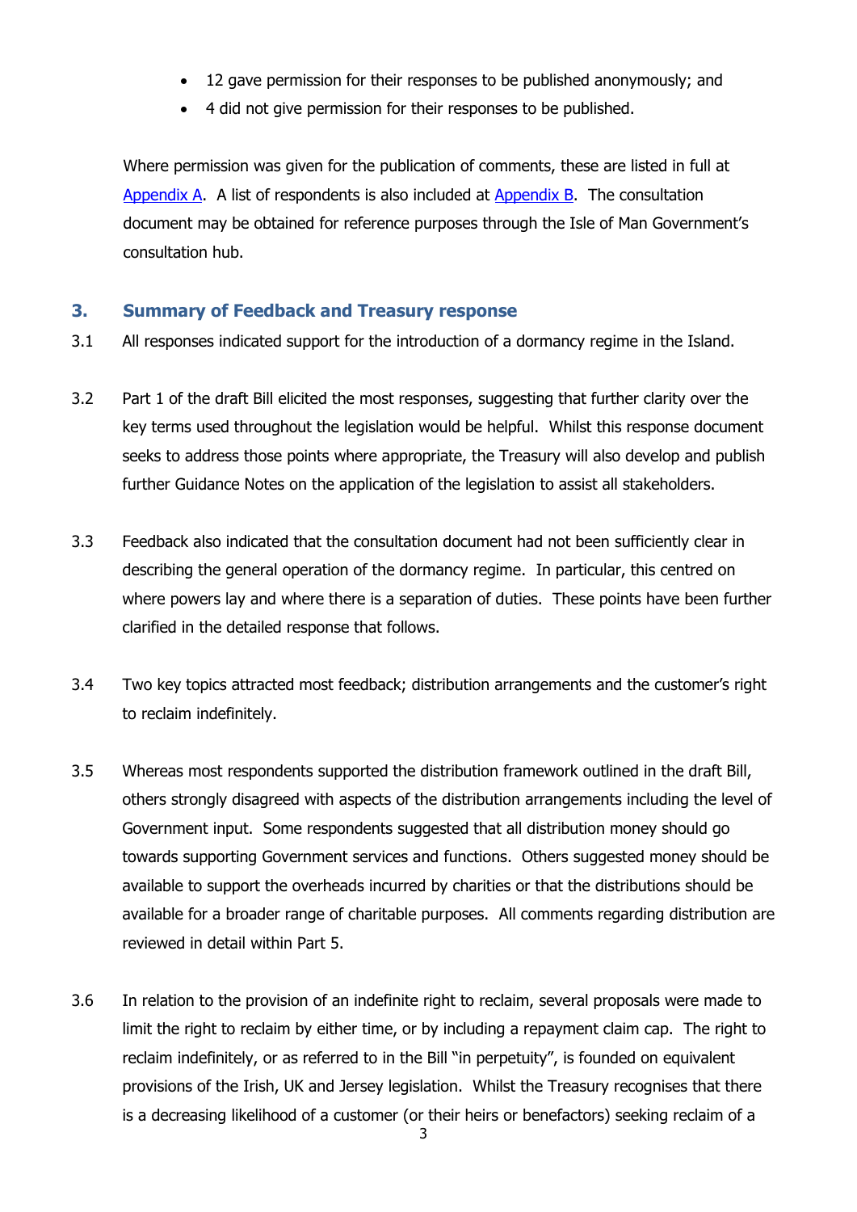- 12 gave permission for their responses to be published anonymously; and
- 4 did not give permission for their responses to be published.

Where permission was given for the publication of comments, these are listed in full at Appendix A. A list of respondents is also included at Appendix B. The consultation document may be obtained for reference purposes through the Isle of Man Government's consultation hub.

## 3. Summary of Feedback and Treasury response

3.1 All responses indicated support for the introduction of a dormancy regime in the Island.

3.2 Part 1 of the draft Bill elicited the most responses, suggesting that further clarity over the key terms used throughout the legislation would be helpful. Whilst this response document seeks to address those points where appropriate, the Treasury will also develop and publish further Guidance Notes on the application of the legislation to assist all stakeholders.

3.3 Feedback also indicated that the consultation document had not been sufficiently clear in describing the general operation of the dormancy regime. In particular, this centred on where powers lay and where there is a separation of duties. These points have been further clarified in the detailed response that follows.

3.4 Two key topics attracted most feedback; distribution arrangements and the customer's right to reclaim indefinitely.

3.5 Whereas most respondents supported the distribution framework outlined in the draft Bill, others strongly disagreed with aspects of the distribution arrangements including the level of Government input. Some respondents suggested that all distribution money should go towards supporting Government services and functions. Others suggested money should be available to support the overheads incurred by charities or that the distributions should be available for a broader range of charitable purposes. All comments regarding distribution are reviewed in detail within Part 5.

3.6 In relation to the provision of an indefinite right to reclaim, several proposals were made to limit the right to reclaim by either time, or by including a repayment claim cap. The right to reclaim indefinitely, or as referred to in the Bill "in perpetuity", is founded on equivalent provisions of the Irish, UK and Jersey legislation. Whilst the Treasury recognises that there is a decreasing likelihood of a customer (or their heirs or benefactors) seeking reclaim of a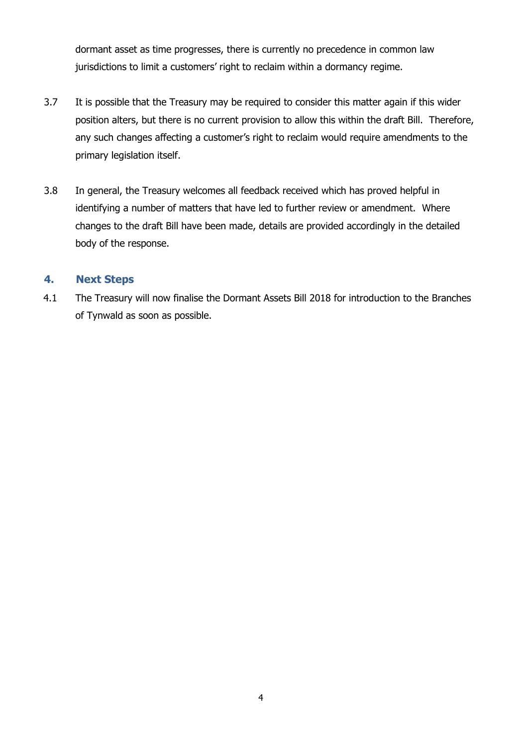dormant asset as time progresses, there is currently no precedence in common law jurisdictions to limit a customers' right to reclaim within a dormancy regime.

3.7 It is possible that the Treasury may be required to consider this matter again if this wider position alters, but there is no current provision to allow this within the draft Bill. Therefore, any such changes affecting a customer's right to reclaim would require amendments to the primary legislation itself.

3.8 In general, the Treasury welcomes all feedback received which has proved helpful in identifying a number of matters that have led to further review or amendment. Where changes to the draft Bill have been made, details are provided accordingly in the detailed body of the response.

## 4. Next Steps

4.1 The Treasury will now finalise the Dormant Assets Bill 2018 for introduction to the Branches of Tynwald as soon as possible.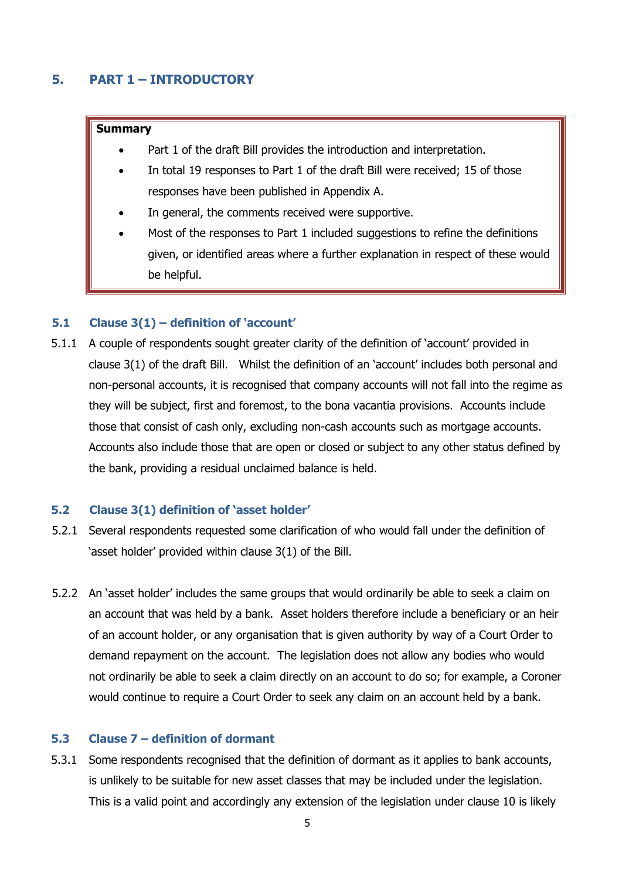## 5. PART 1 – INTRODUCTORY

**Summary**

- Part 1 of the draft Bill provides the introduction and interpretation.
- In total 19 responses to Part 1 of the draft Bill were received; 15 of those responses have been published in Appendix A.
- In general, the comments received were supportive.
- Most of the responses to Part 1 included suggestions to refine the definitions given, or identified areas where a further explanation in respect of these would be helpful.

### 5.1 Clause 3(1) – definition of 'account'

5.1.1 A couple of respondents sought greater clarity of the definition of 'account' provided in clause 3(1) of the draft Bill. Whilst the definition of an 'account' includes both personal and non-personal accounts, it is recognised that company accounts will not fall into the regime as they will be subject, first and foremost, to the bona vacantia provisions. Accounts include those that consist of cash only, excluding non-cash accounts such as mortgage accounts. Accounts also include those that are open or closed or subject to any other status defined by the bank, providing a residual unclaimed balance is held.

### 5.2 Clause 3(1) definition of 'asset holder'

5.2.1 Several respondents requested some clarification of who would fall under the definition of 'asset holder' provided within clause 3(1) of the Bill.

5.2.2 An 'asset holder' includes the same groups that would ordinarily be able to seek a claim on an account that was held by a bank. Asset holders therefore include a beneficiary or an heir of an account holder, or any organisation that is given authority by way of a Court Order to demand repayment on the account. The legislation does not allow any bodies who would not ordinarily be able to seek a claim directly on an account to do so; for example, a Coroner would continue to require a Court Order to seek any claim on an account held by a bank.

### 5.3 Clause 7 – definition of dormant

5.3.1 Some respondents recognised that the definition of dormant as it applies to bank accounts, is unlikely to be suitable for new asset classes that may be included under the legislation. This is a valid point and accordingly any extension of the legislation under clause 10 is likely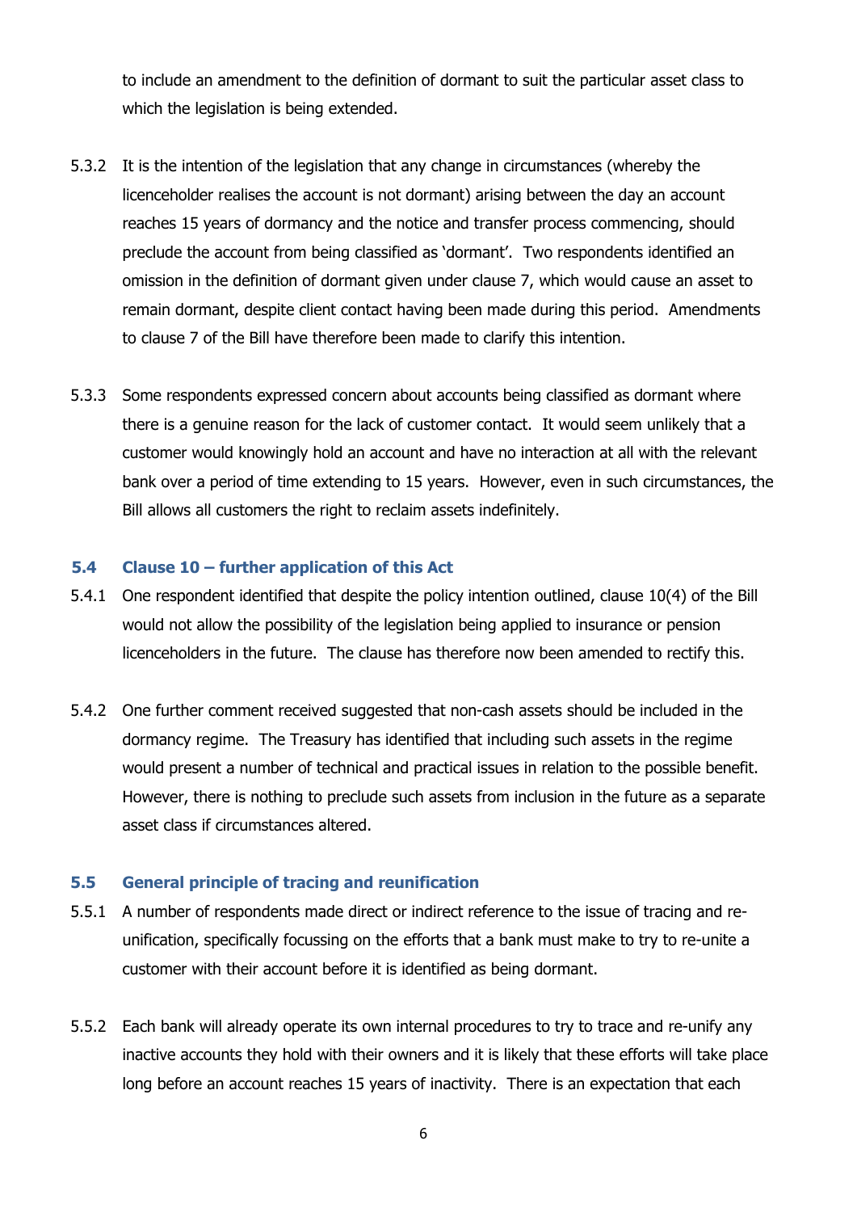to include an amendment to the definition of dormant to suit the particular asset class to which the legislation is being extended.

5.3.2 It is the intention of the legislation that any change in circumstances (whereby the licenceholder realises the account is not dormant) arising between the day an account reaches 15 years of dormancy and the notice and transfer process commencing, should preclude the account from being classified as 'dormant'. Two respondents identified an omission in the definition of dormant given under clause 7, which would cause an asset to remain dormant, despite client contact having been made during this period. Amendments to clause 7 of the Bill have therefore been made to clarify this intention.

5.3.3 Some respondents expressed concern about accounts being classified as dormant where there is a genuine reason for the lack of customer contact. It would seem unlikely that a customer would knowingly hold an account and have no interaction at all with the relevant bank over a period of time extending to 15 years. However, even in such circumstances, the Bill allows all customers the right to reclaim assets indefinitely.

### 5.4 Clause 10 – further application of this Act

5.4.1 One respondent identified that despite the policy intention outlined, clause 10(4) of the Bill would not allow the possibility of the legislation being applied to insurance or pension licenceholders in the future. The clause has therefore now been amended to rectify this.

5.4.2 One further comment received suggested that non-cash assets should be included in the dormancy regime. The Treasury has identified that including such assets in the regime would present a number of technical and practical issues in relation to the possible benefit. However, there is nothing to preclude such assets from inclusion in the future as a separate asset class if circumstances altered.

### 5.5 General principle of tracing and reunification

5.5.1 A number of respondents made direct or indirect reference to the issue of tracing and re-unification, specifically focussing on the efforts that a bank must make to try to re-unite a customer with their account before it is identified as being dormant.

5.5.2 Each bank will already operate its own internal procedures to try to trace and re-unify any inactive accounts they hold with their owners and it is likely that these efforts will take place long before an account reaches 15 years of inactivity. There is an expectation that each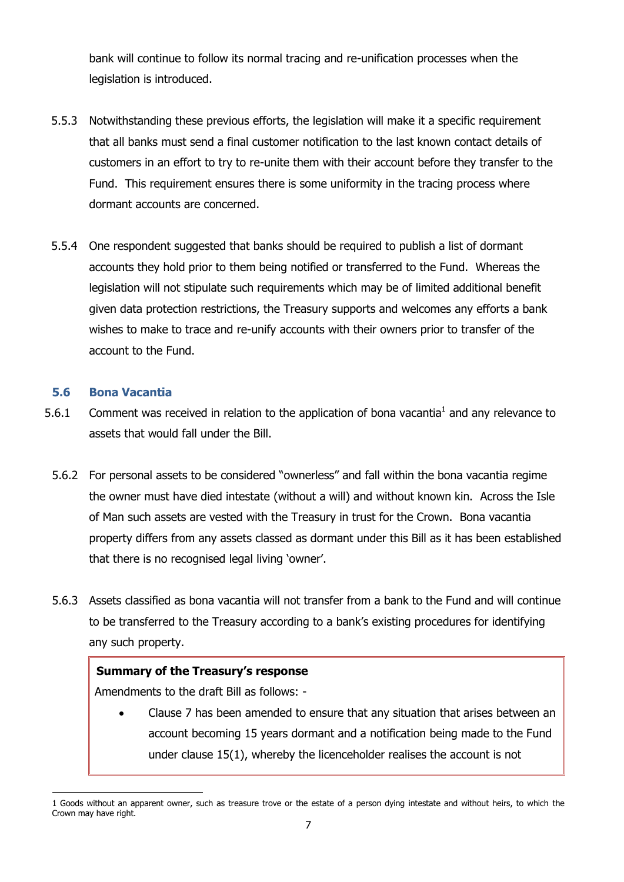bank will continue to follow its normal tracing and re-unification processes when the legislation is introduced.

5.5.3 Notwithstanding these previous efforts, the legislation will make it a specific requirement that all banks must send a final customer notification to the last known contact details of customers in an effort to try to re-unite them with their account before they transfer to the Fund. This requirement ensures there is some uniformity in the tracing process where dormant accounts are concerned.

5.5.4 One respondent suggested that banks should be required to publish a list of dormant accounts they hold prior to them being notified or transferred to the Fund. Whereas the legislation will not stipulate such requirements which may be of limited additional benefit given data protection restrictions, the Treasury supports and welcomes any efforts a bank wishes to make to trace and re-unify accounts with their owners prior to transfer of the account to the Fund.

### 5.6 Bona Vacantia

5.6.1 Comment was received in relation to the application of bona vacantia[1] and any relevance to assets that would fall under the Bill.

5.6.2 For personal assets to be considered "ownerless" and fall within the bona vacantia regime the owner must have died intestate (without a will) and without known kin. Across the Isle of Man such assets are vested with the Treasury in trust for the Crown. Bona vacantia property differs from any assets classed as dormant under this Bill as it has been established that there is no recognised legal living 'owner'.

5.6.3 Assets classified as bona vacantia will not transfer from a bank to the Fund and will continue to be transferred to the Treasury according to a bank's existing procedures for identifying any such property.

**Summary of the Treasury's response**

Amendments to the draft Bill as follows: -

- Clause 7 has been amended to ensure that any situation that arises between an account becoming 15 years dormant and a notification being made to the Fund under clause 15(1), whereby the licenceholder realises the account is not

---

[1] Goods without an apparent owner, such as treasure trove or the estate of a person dying intestate and without heirs, to which the Crown may have right.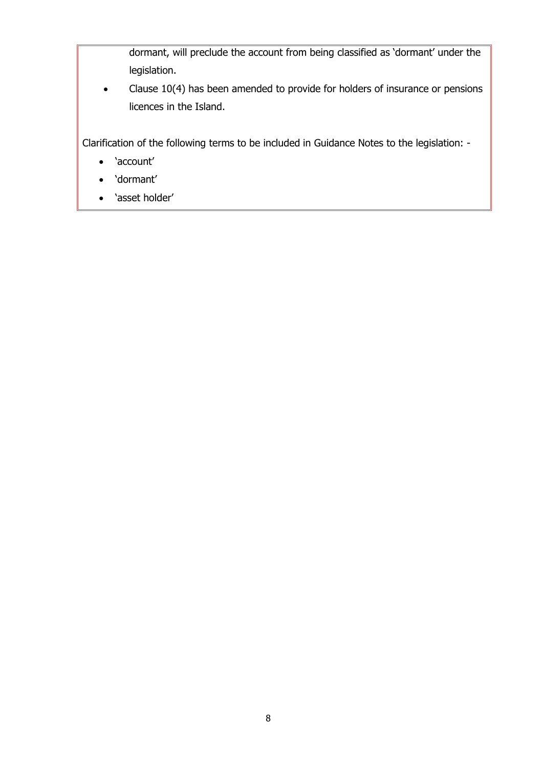dormant, will preclude the account from being classified as 'dormant' under the legislation.

- Clause 10(4) has been amended to provide for holders of insurance or pensions licences in the Island.

Clarification of the following terms to be included in Guidance Notes to the legislation: -

- 'account'
- 'dormant'
- 'asset holder'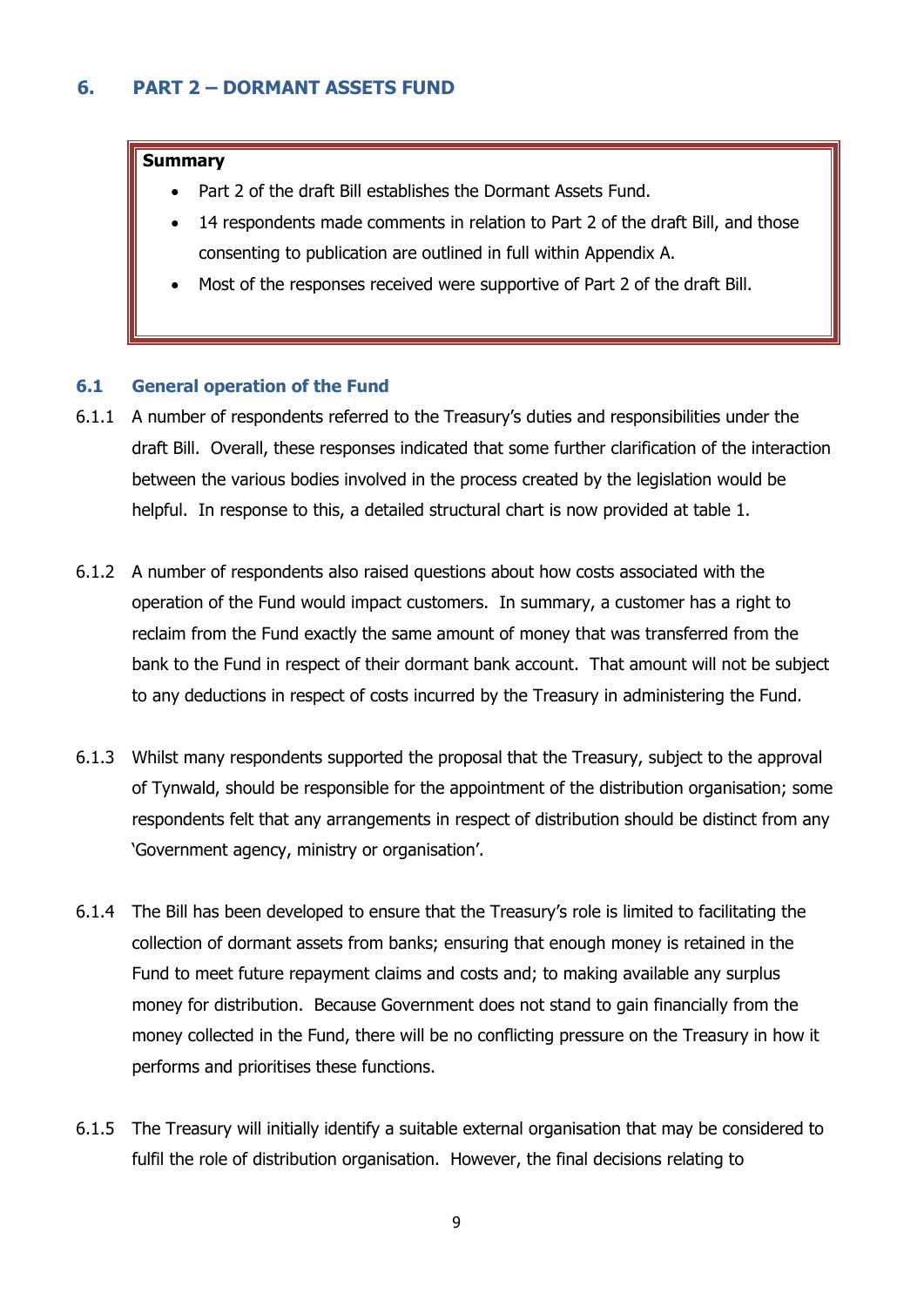## 6. PART 2 – DORMANT ASSETS FUND

**Summary**

- Part 2 of the draft Bill establishes the Dormant Assets Fund.
- 14 respondents made comments in relation to Part 2 of the draft Bill, and those consenting to publication are outlined in full within Appendix A.
- Most of the responses received were supportive of Part 2 of the draft Bill.

### 6.1 General operation of the Fund

6.1.1 A number of respondents referred to the Treasury's duties and responsibilities under the draft Bill. Overall, these responses indicated that some further clarification of the interaction between the various bodies involved in the process created by the legislation would be helpful. In response to this, a detailed structural chart is now provided at table 1.

6.1.2 A number of respondents also raised questions about how costs associated with the operation of the Fund would impact customers. In summary, a customer has a right to reclaim from the Fund exactly the same amount of money that was transferred from the bank to the Fund in respect of their dormant bank account. That amount will not be subject to any deductions in respect of costs incurred by the Treasury in administering the Fund.

6.1.3 Whilst many respondents supported the proposal that the Treasury, subject to the approval of Tynwald, should be responsible for the appointment of the distribution organisation; some respondents felt that any arrangements in respect of distribution should be distinct from any 'Government agency, ministry or organisation'.

6.1.4 The Bill has been developed to ensure that the Treasury's role is limited to facilitating the collection of dormant assets from banks; ensuring that enough money is retained in the Fund to meet future repayment claims and costs and; to making available any surplus money for distribution. Because Government does not stand to gain financially from the money collected in the Fund, there will be no conflicting pressure on the Treasury in how it performs and prioritises these functions.

6.1.5 The Treasury will initially identify a suitable external organisation that may be considered to fulfil the role of distribution organisation. However, the final decisions relating to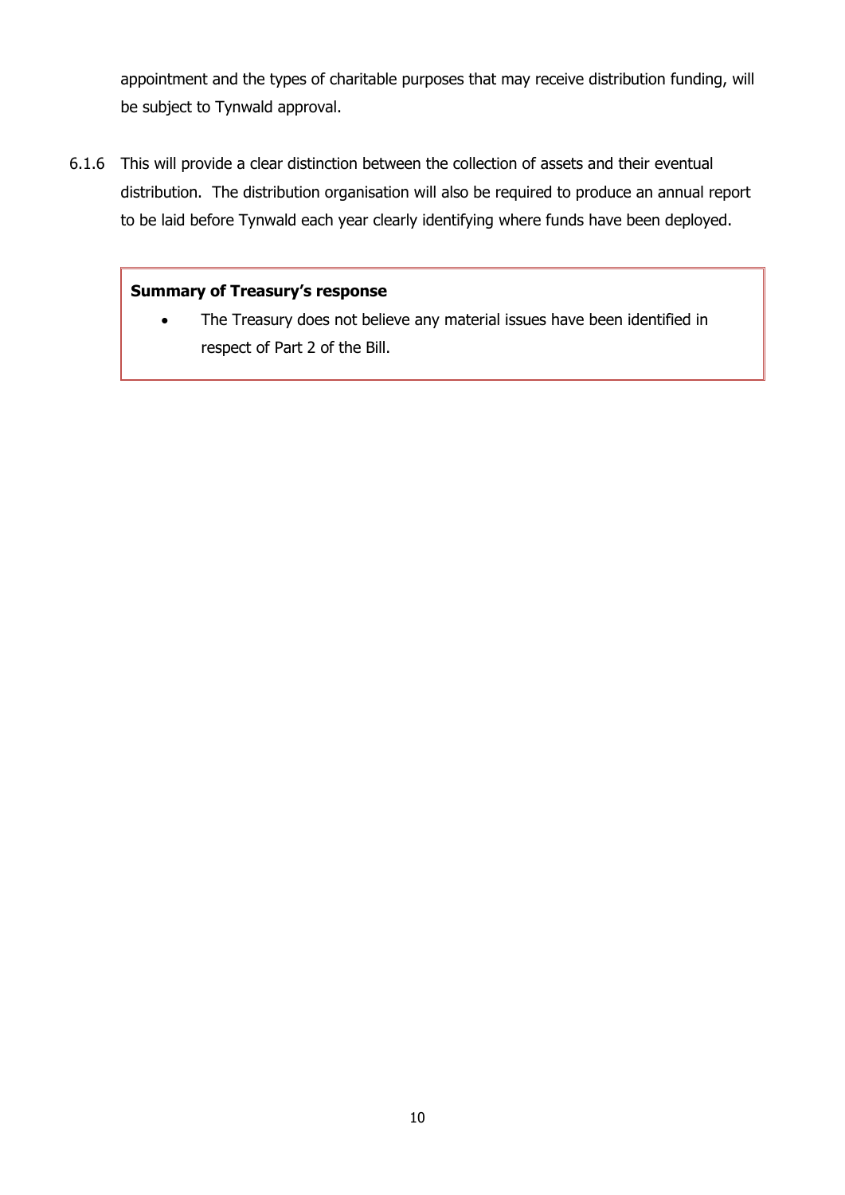appointment and the types of charitable purposes that may receive distribution funding, will be subject to Tynwald approval.

6.1.6 This will provide a clear distinction between the collection of assets and their eventual distribution. The distribution organisation will also be required to produce an annual report to be laid before Tynwald each year clearly identifying where funds have been deployed.

**Summary of Treasury's response**

- The Treasury does not believe any material issues have been identified in respect of Part 2 of the Bill.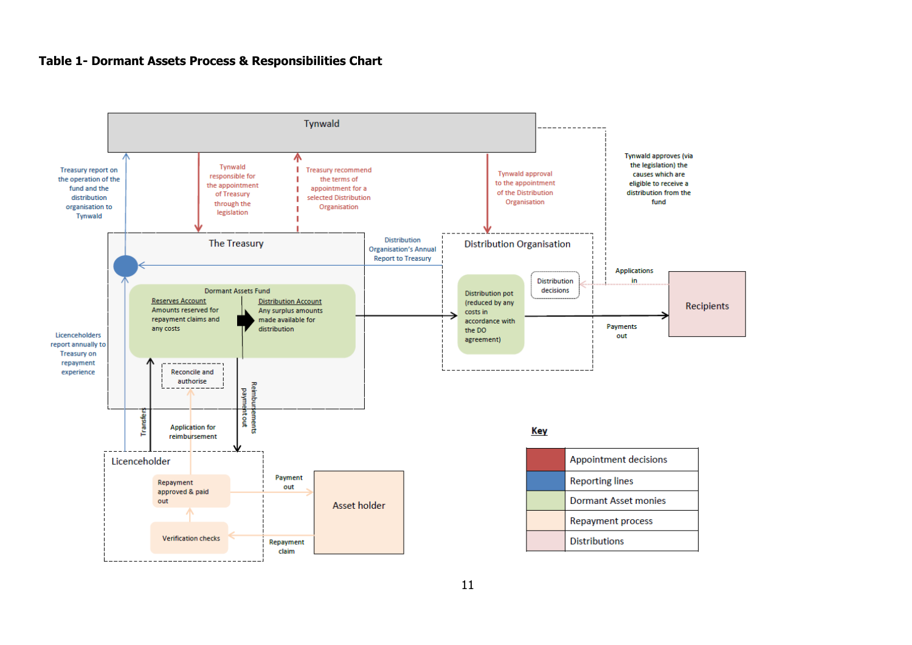## Table 1- Dormant Assets Process & Responsibilities Chart

Tynwald

Treasury report on the operation of the fund and the distribution organisation to Tynwald

Tynwald responsible for the appointment of Treasury through the legislation

Treasury recommend the terms of appointment for a selected Distribution Organisation

Tynwald approval to the appointment of the Distribution Organisation

Tynwald approves (via the legislation) the causes which are eligible to receive a distribution from the fund

The Treasury

Distribution Organisation's Annual Report to Treasury

Distribution Organisation

Dormant Assets Fund

Reserves Account
Amounts reserved for repayment claims and any costs

Distribution Account
Any surplus amounts made available for distribution

Distribution pot (reduced by any costs in accordance with the DO agreement)

Distribution decisions

Applications in

Recipients

Payments out

Licenceholders report annually to Treasury on repayment experience

Reconcile and authorise

Transfers

Application for reimbursement

Reimbursements payment out

Licenceholder

Repayment approved & paid out

Verification checks

Payment out

Repayment claim

Asset holder

**Key**

| Colour | Meaning |
|---|---|
| Red | Appointment decisions |
| Blue | Reporting lines |
| Green | Dormant Asset monies |
| Peach | Repayment process |
| Pink | Distributions |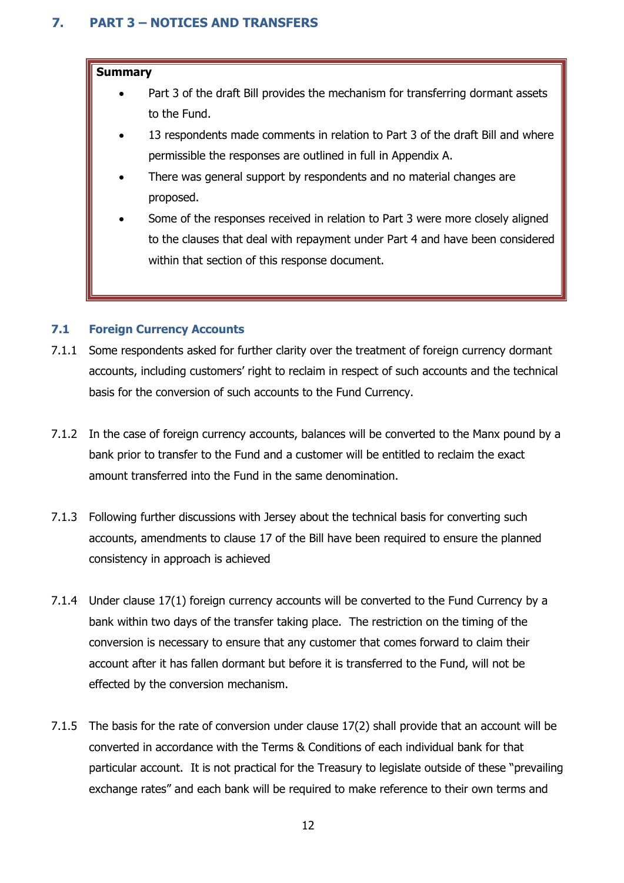## 7. PART 3 – NOTICES AND TRANSFERS

**Summary**

- Part 3 of the draft Bill provides the mechanism for transferring dormant assets to the Fund.
- 13 respondents made comments in relation to Part 3 of the draft Bill and where permissible the responses are outlined in full in Appendix A.
- There was general support by respondents and no material changes are proposed.
- Some of the responses received in relation to Part 3 were more closely aligned to the clauses that deal with repayment under Part 4 and have been considered within that section of this response document.

### 7.1 Foreign Currency Accounts

7.1.1 Some respondents asked for further clarity over the treatment of foreign currency dormant accounts, including customers' right to reclaim in respect of such accounts and the technical basis for the conversion of such accounts to the Fund Currency.

7.1.2 In the case of foreign currency accounts, balances will be converted to the Manx pound by a bank prior to transfer to the Fund and a customer will be entitled to reclaim the exact amount transferred into the Fund in the same denomination.

7.1.3 Following further discussions with Jersey about the technical basis for converting such accounts, amendments to clause 17 of the Bill have been required to ensure the planned consistency in approach is achieved

7.1.4 Under clause 17(1) foreign currency accounts will be converted to the Fund Currency by a bank within two days of the transfer taking place. The restriction on the timing of the conversion is necessary to ensure that any customer that comes forward to claim their account after it has fallen dormant but before it is transferred to the Fund, will not be effected by the conversion mechanism.

7.1.5 The basis for the rate of conversion under clause 17(2) shall provide that an account will be converted in accordance with the Terms & Conditions of each individual bank for that particular account. It is not practical for the Treasury to legislate outside of these "prevailing exchange rates" and each bank will be required to make reference to their own terms and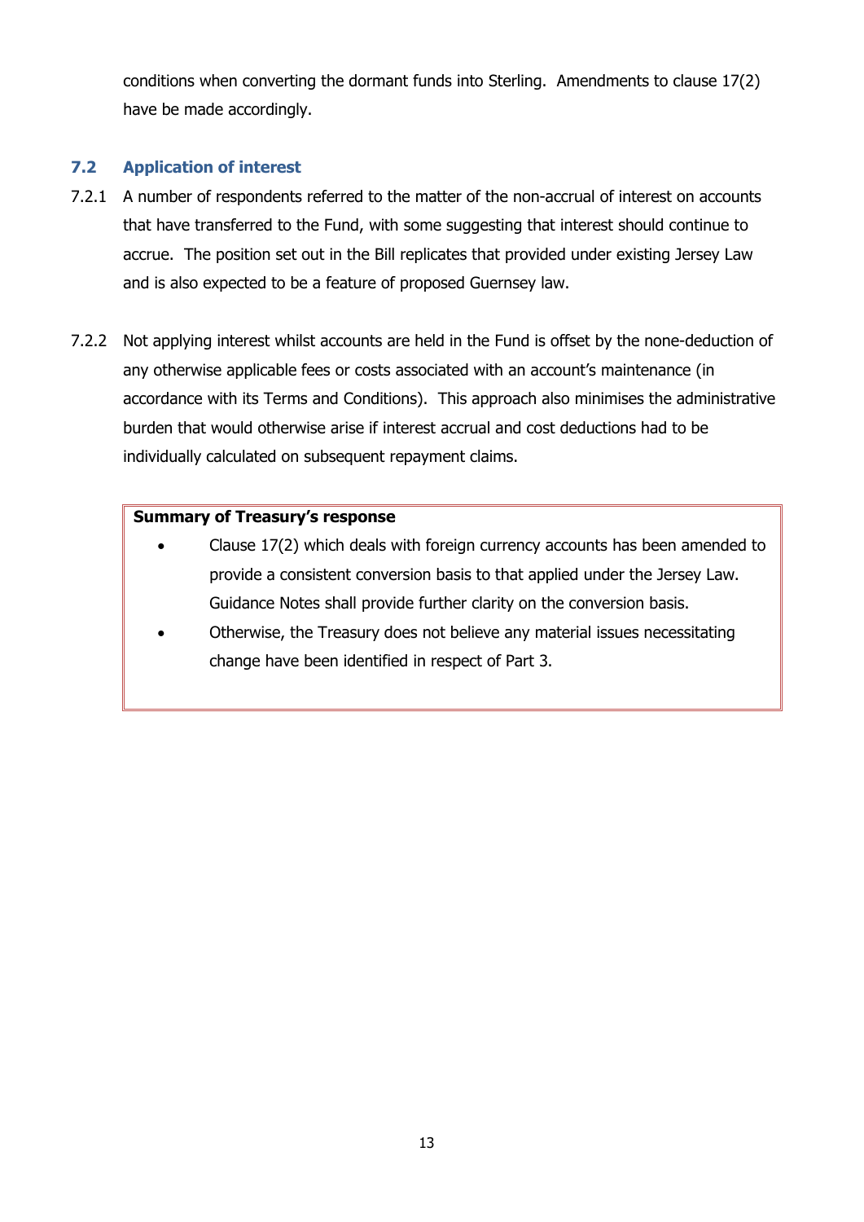conditions when converting the dormant funds into Sterling. Amendments to clause 17(2) have be made accordingly.

### 7.2 Application of interest

7.2.1 A number of respondents referred to the matter of the non-accrual of interest on accounts that have transferred to the Fund, with some suggesting that interest should continue to accrue. The position set out in the Bill replicates that provided under existing Jersey Law and is also expected to be a feature of proposed Guernsey law.

7.2.2 Not applying interest whilst accounts are held in the Fund is offset by the none-deduction of any otherwise applicable fees or costs associated with an account's maintenance (in accordance with its Terms and Conditions). This approach also minimises the administrative burden that would otherwise arise if interest accrual and cost deductions had to be individually calculated on subsequent repayment claims.

**Summary of Treasury's response**

- Clause 17(2) which deals with foreign currency accounts has been amended to provide a consistent conversion basis to that applied under the Jersey Law. Guidance Notes shall provide further clarity on the conversion basis.
- Otherwise, the Treasury does not believe any material issues necessitating change have been identified in respect of Part 3.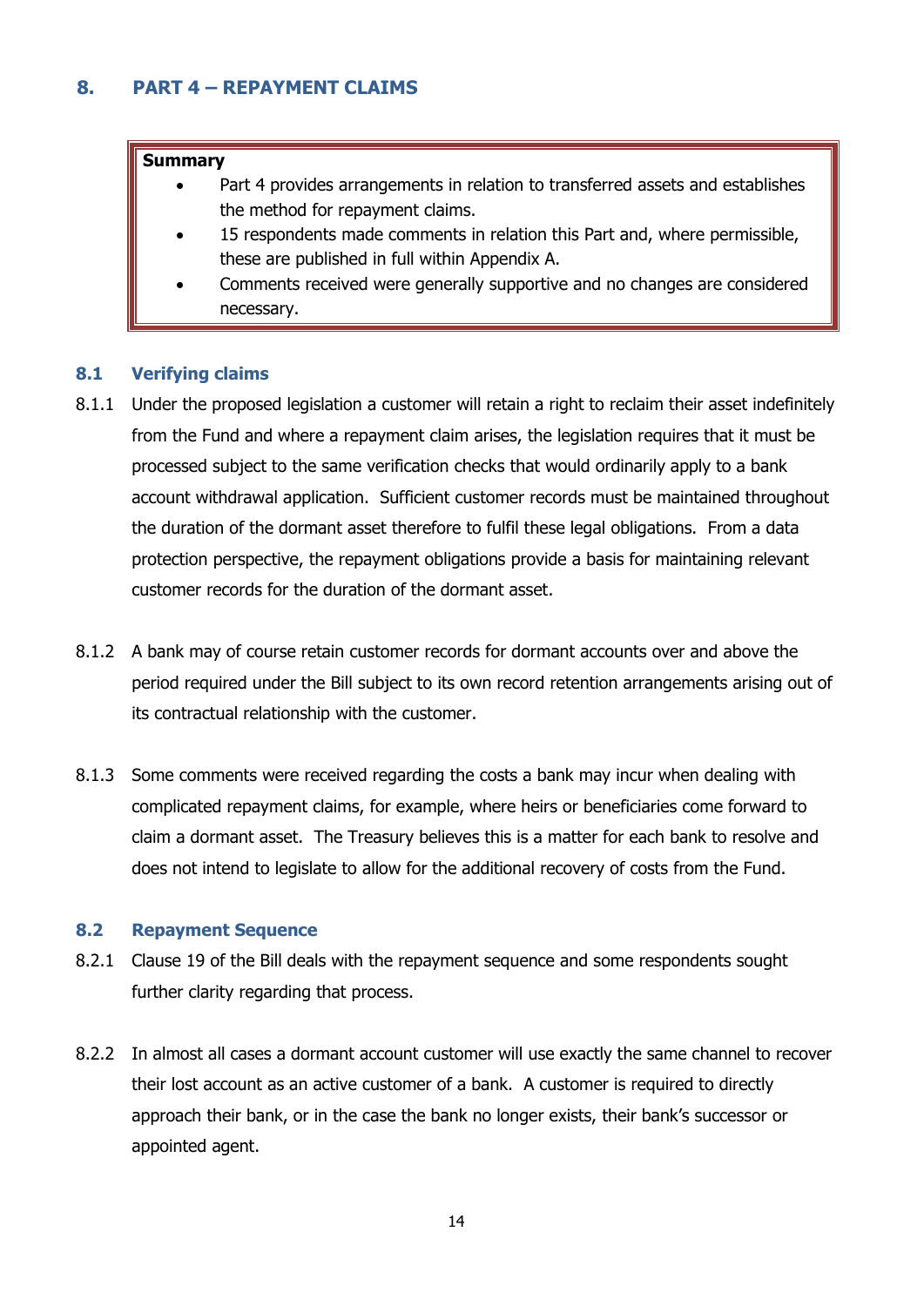## 8. PART 4 – REPAYMENT CLAIMS

> **Summary**
>
> - Part 4 provides arrangements in relation to transferred assets and establishes the method for repayment claims.
> - 15 respondents made comments in relation this Part and, where permissible, these are published in full within Appendix A.
> - Comments received were generally supportive and no changes are considered necessary.

### 8.1 Verifying claims

8.1.1 Under the proposed legislation a customer will retain a right to reclaim their asset indefinitely from the Fund and where a repayment claim arises, the legislation requires that it must be processed subject to the same verification checks that would ordinarily apply to a bank account withdrawal application. Sufficient customer records must be maintained throughout the duration of the dormant asset therefore to fulfil these legal obligations. From a data protection perspective, the repayment obligations provide a basis for maintaining relevant customer records for the duration of the dormant asset.

8.1.2 A bank may of course retain customer records for dormant accounts over and above the period required under the Bill subject to its own record retention arrangements arising out of its contractual relationship with the customer.

8.1.3 Some comments were received regarding the costs a bank may incur when dealing with complicated repayment claims, for example, where heirs or beneficiaries come forward to claim a dormant asset. The Treasury believes this is a matter for each bank to resolve and does not intend to legislate to allow for the additional recovery of costs from the Fund.

### 8.2 Repayment Sequence

8.2.1 Clause 19 of the Bill deals with the repayment sequence and some respondents sought further clarity regarding that process.

8.2.2 In almost all cases a dormant account customer will use exactly the same channel to recover their lost account as an active customer of a bank. A customer is required to directly approach their bank, or in the case the bank no longer exists, their bank's successor or appointed agent.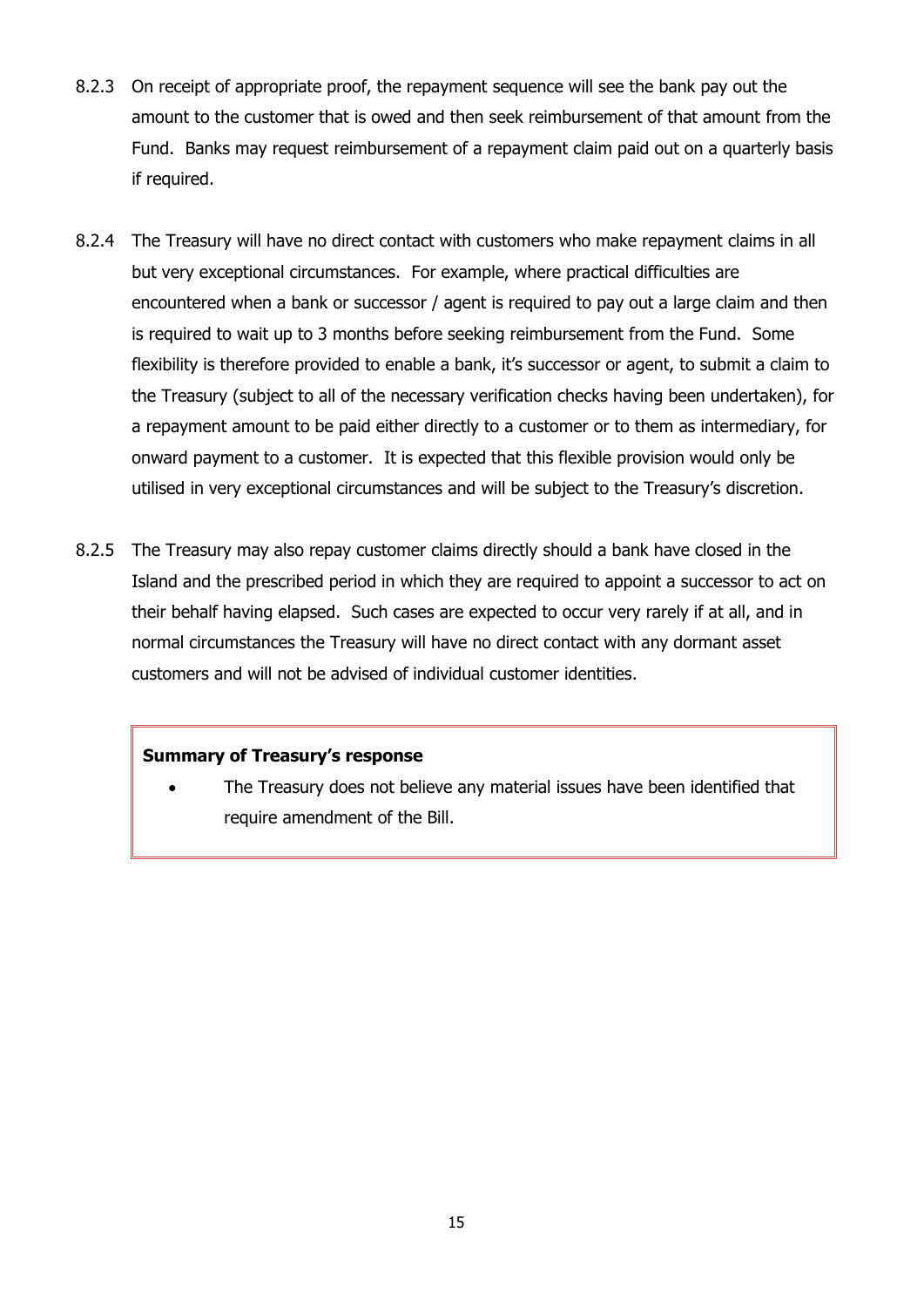8.2.3 On receipt of appropriate proof, the repayment sequence will see the bank pay out the amount to the customer that is owed and then seek reimbursement of that amount from the Fund. Banks may request reimbursement of a repayment claim paid out on a quarterly basis if required.

8.2.4 The Treasury will have no direct contact with customers who make repayment claims in all but very exceptional circumstances. For example, where practical difficulties are encountered when a bank or successor / agent is required to pay out a large claim and then is required to wait up to 3 months before seeking reimbursement from the Fund. Some flexibility is therefore provided to enable a bank, it's successor or agent, to submit a claim to the Treasury (subject to all of the necessary verification checks having been undertaken), for a repayment amount to be paid either directly to a customer or to them as intermediary, for onward payment to a customer. It is expected that this flexible provision would only be utilised in very exceptional circumstances and will be subject to the Treasury's discretion.

8.2.5 The Treasury may also repay customer claims directly should a bank have closed in the Island and the prescribed period in which they are required to appoint a successor to act on their behalf having elapsed. Such cases are expected to occur very rarely if at all, and in normal circumstances the Treasury will have no direct contact with any dormant asset customers and will not be advised of individual customer identities.

**Summary of Treasury's response**

- The Treasury does not believe any material issues have been identified that require amendment of the Bill.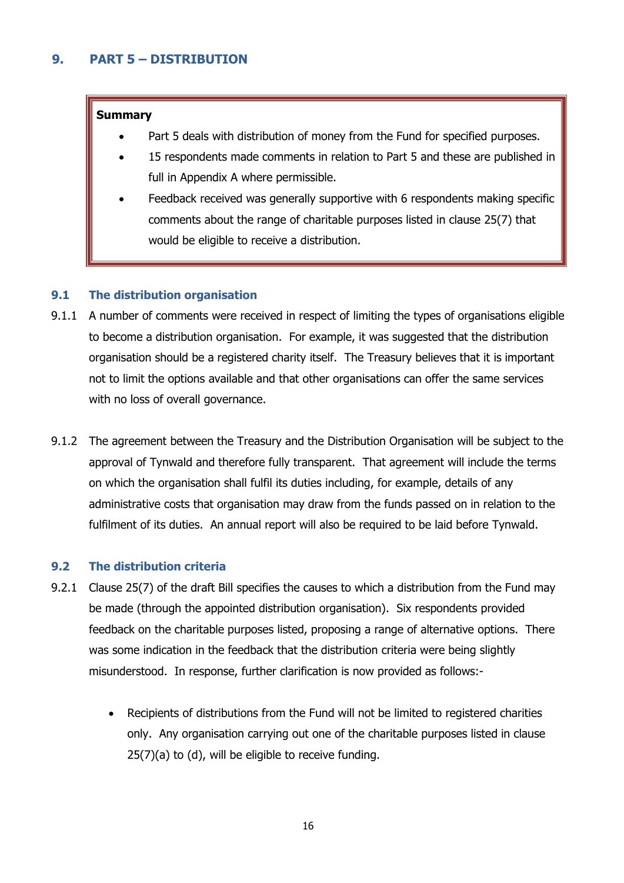## 9. PART 5 – DISTRIBUTION

> **Summary**
>
> - Part 5 deals with distribution of money from the Fund for specified purposes.
> - 15 respondents made comments in relation to Part 5 and these are published in full in Appendix A where permissible.
> - Feedback received was generally supportive with 6 respondents making specific comments about the range of charitable purposes listed in clause 25(7) that would be eligible to receive a distribution.

### 9.1 The distribution organisation

9.1.1 A number of comments were received in respect of limiting the types of organisations eligible to become a distribution organisation. For example, it was suggested that the distribution organisation should be a registered charity itself. The Treasury believes that it is important not to limit the options available and that other organisations can offer the same services with no loss of overall governance.

9.1.2 The agreement between the Treasury and the Distribution Organisation will be subject to the approval of Tynwald and therefore fully transparent. That agreement will include the terms on which the organisation shall fulfil its duties including, for example, details of any administrative costs that organisation may draw from the funds passed on in relation to the fulfilment of its duties. An annual report will also be required to be laid before Tynwald.

### 9.2 The distribution criteria

9.2.1 Clause 25(7) of the draft Bill specifies the causes to which a distribution from the Fund may be made (through the appointed distribution organisation). Six respondents provided feedback on the charitable purposes listed, proposing a range of alternative options. There was some indication in the feedback that the distribution criteria were being slightly misunderstood. In response, further clarification is now provided as follows:-

- Recipients of distributions from the Fund will not be limited to registered charities only. Any organisation carrying out one of the charitable purposes listed in clause 25(7)(a) to (d), will be eligible to receive funding.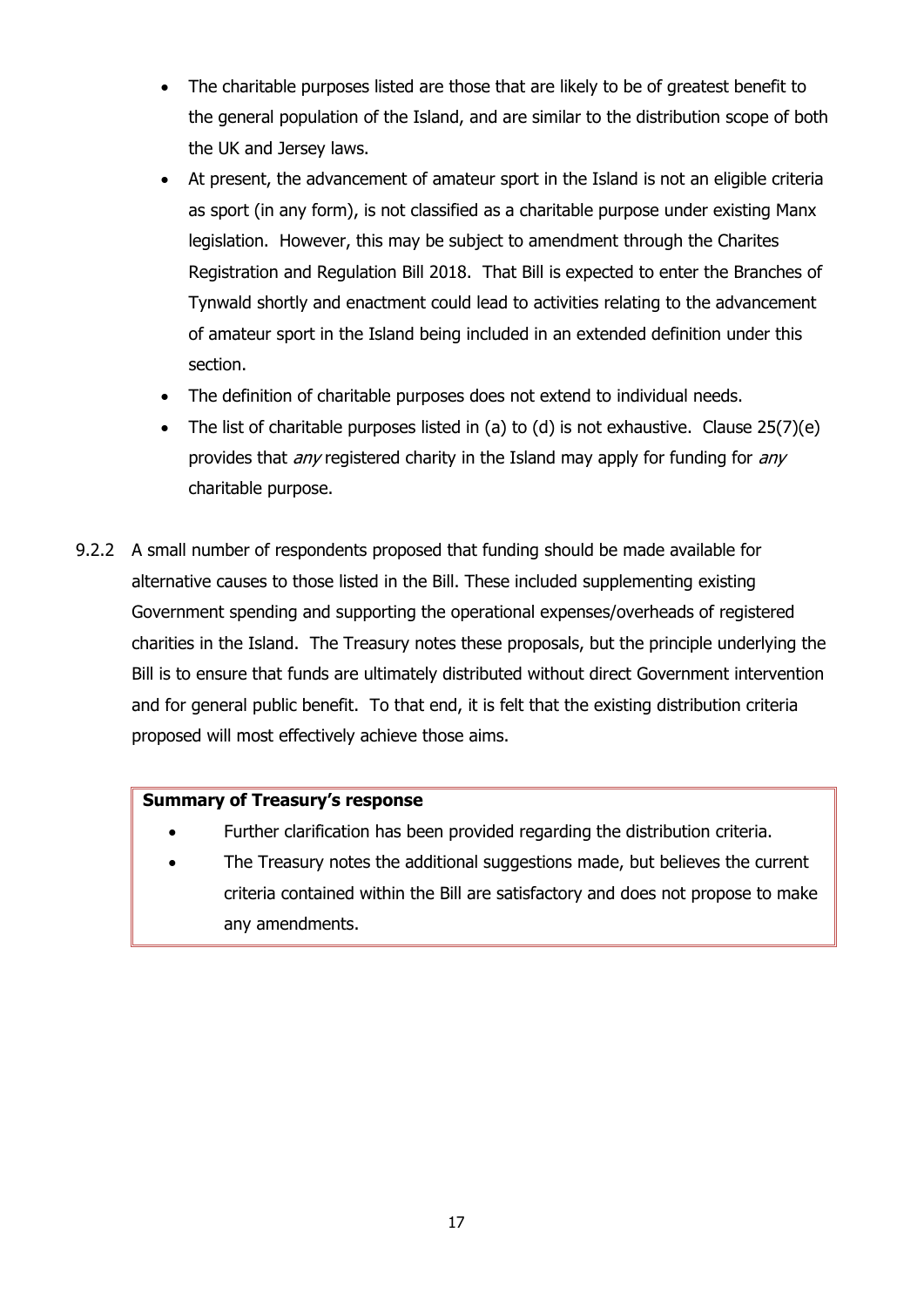- The charitable purposes listed are those that are likely to be of greatest benefit to the general population of the Island, and are similar to the distribution scope of both the UK and Jersey laws.
- At present, the advancement of amateur sport in the Island is not an eligible criteria as sport (in any form), is not classified as a charitable purpose under existing Manx legislation. However, this may be subject to amendment through the Charites Registration and Regulation Bill 2018. That Bill is expected to enter the Branches of Tynwald shortly and enactment could lead to activities relating to the advancement of amateur sport in the Island being included in an extended definition under this section.
- The definition of charitable purposes does not extend to individual needs.
- The list of charitable purposes listed in (a) to (d) is not exhaustive. Clause 25(7)(e) provides that *any* registered charity in the Island may apply for funding for *any* charitable purpose.

9.2.2 A small number of respondents proposed that funding should be made available for alternative causes to those listed in the Bill. These included supplementing existing Government spending and supporting the operational expenses/overheads of registered charities in the Island. The Treasury notes these proposals, but the principle underlying the Bill is to ensure that funds are ultimately distributed without direct Government intervention and for general public benefit. To that end, it is felt that the existing distribution criteria proposed will most effectively achieve those aims.

**Summary of Treasury's response**

- Further clarification has been provided regarding the distribution criteria.
- The Treasury notes the additional suggestions made, but believes the current criteria contained within the Bill are satisfactory and does not propose to make any amendments.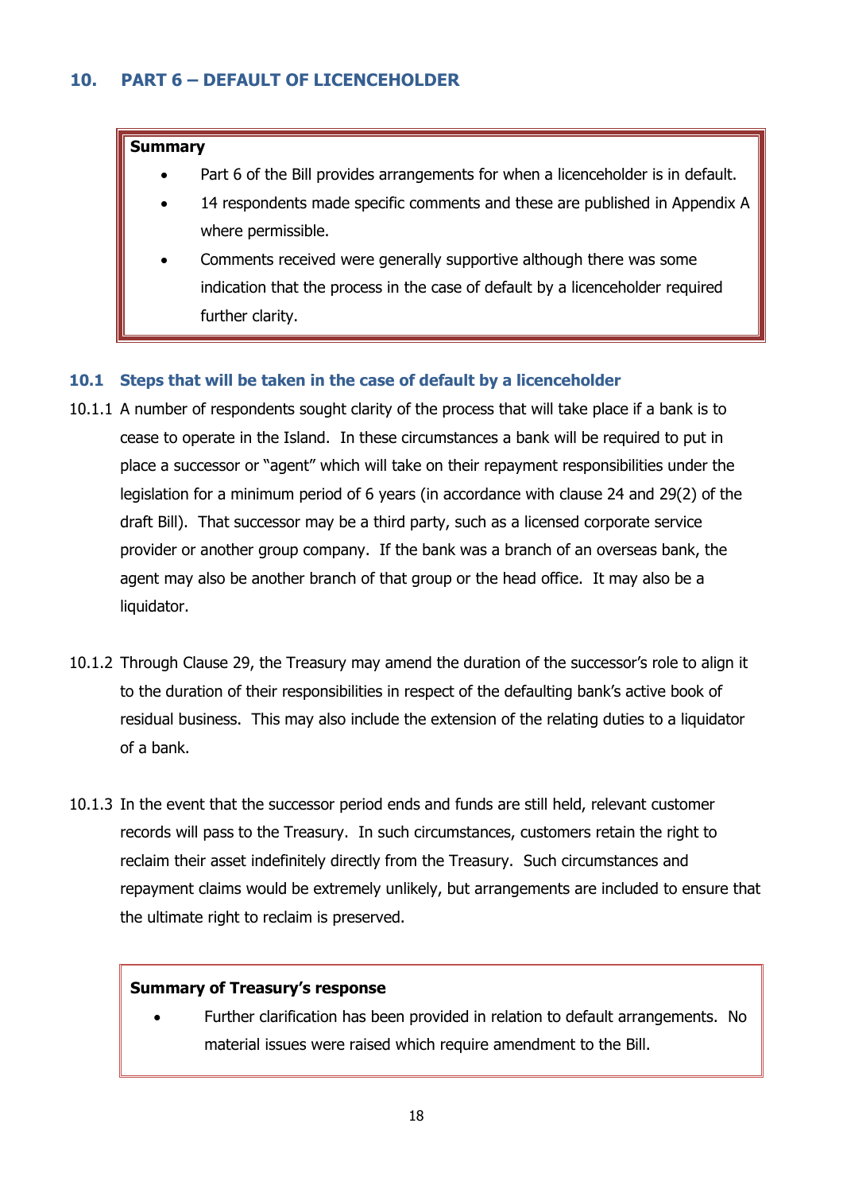## 10. PART 6 – DEFAULT OF LICENCEHOLDER

**Summary**

- Part 6 of the Bill provides arrangements for when a licenceholder is in default.
- 14 respondents made specific comments and these are published in Appendix A where permissible.
- Comments received were generally supportive although there was some indication that the process in the case of default by a licenceholder required further clarity.

### 10.1 Steps that will be taken in the case of default by a licenceholder

10.1.1 A number of respondents sought clarity of the process that will take place if a bank is to cease to operate in the Island. In these circumstances a bank will be required to put in place a successor or "agent" which will take on their repayment responsibilities under the legislation for a minimum period of 6 years (in accordance with clause 24 and 29(2) of the draft Bill). That successor may be a third party, such as a licensed corporate service provider or another group company. If the bank was a branch of an overseas bank, the agent may also be another branch of that group or the head office. It may also be a liquidator.

10.1.2 Through Clause 29, the Treasury may amend the duration of the successor's role to align it to the duration of their responsibilities in respect of the defaulting bank's active book of residual business. This may also include the extension of the relating duties to a liquidator of a bank.

10.1.3 In the event that the successor period ends and funds are still held, relevant customer records will pass to the Treasury. In such circumstances, customers retain the right to reclaim their asset indefinitely directly from the Treasury. Such circumstances and repayment claims would be extremely unlikely, but arrangements are included to ensure that the ultimate right to reclaim is preserved.

**Summary of Treasury's response**

- Further clarification has been provided in relation to default arrangements. No material issues were raised which require amendment to the Bill.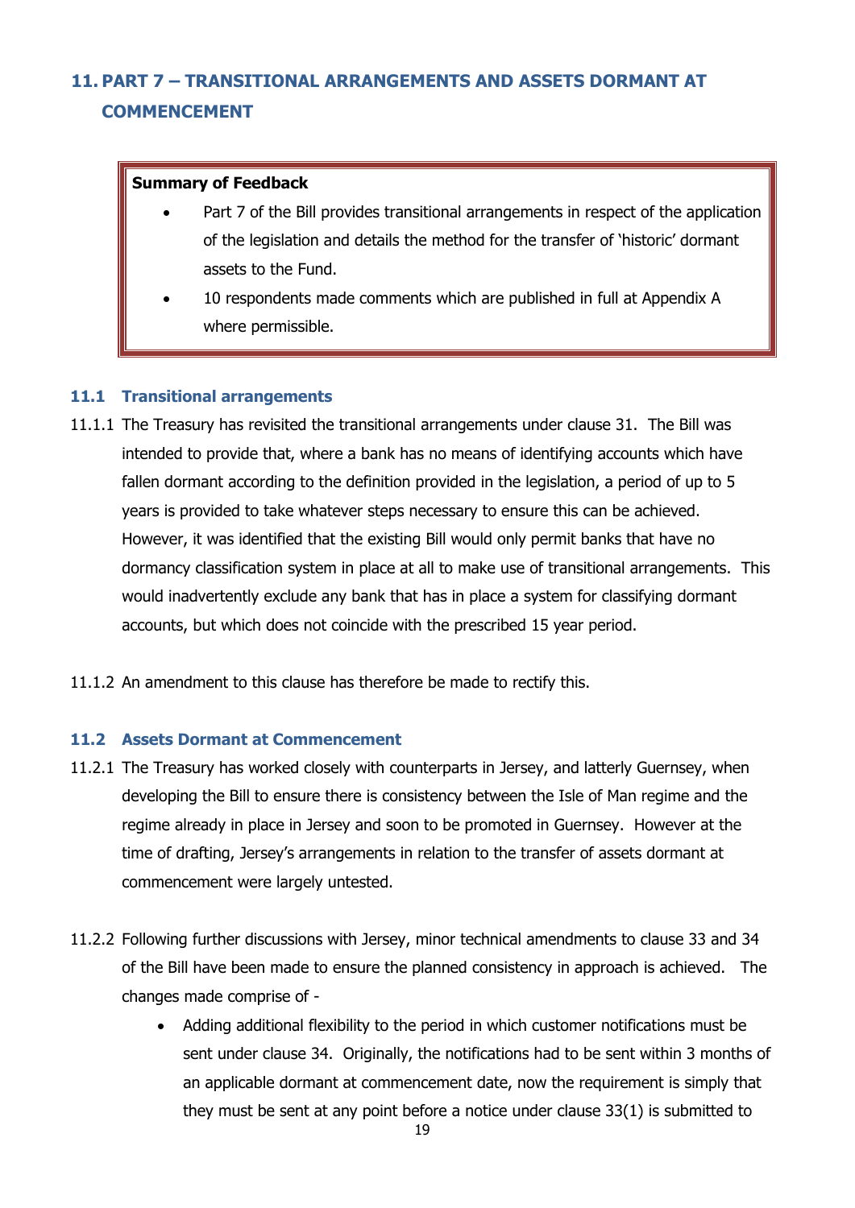## 11. PART 7 – TRANSITIONAL ARRANGEMENTS AND ASSETS DORMANT AT COMMENCEMENT

**Summary of Feedback**

- Part 7 of the Bill provides transitional arrangements in respect of the application of the legislation and details the method for the transfer of 'historic' dormant assets to the Fund.
- 10 respondents made comments which are published in full at Appendix A where permissible.

### 11.1 Transitional arrangements

11.1.1 The Treasury has revisited the transitional arrangements under clause 31. The Bill was intended to provide that, where a bank has no means of identifying accounts which have fallen dormant according to the definition provided in the legislation, a period of up to 5 years is provided to take whatever steps necessary to ensure this can be achieved. However, it was identified that the existing Bill would only permit banks that have no dormancy classification system in place at all to make use of transitional arrangements. This would inadvertently exclude any bank that has in place a system for classifying dormant accounts, but which does not coincide with the prescribed 15 year period.

11.1.2 An amendment to this clause has therefore be made to rectify this.

### 11.2 Assets Dormant at Commencement

11.2.1 The Treasury has worked closely with counterparts in Jersey, and latterly Guernsey, when developing the Bill to ensure there is consistency between the Isle of Man regime and the regime already in place in Jersey and soon to be promoted in Guernsey. However at the time of drafting, Jersey's arrangements in relation to the transfer of assets dormant at commencement were largely untested.

11.2.2 Following further discussions with Jersey, minor technical amendments to clause 33 and 34 of the Bill have been made to ensure the planned consistency in approach is achieved. The changes made comprise of -

- Adding additional flexibility to the period in which customer notifications must be sent under clause 34. Originally, the notifications had to be sent within 3 months of an applicable dormant at commencement date, now the requirement is simply that they must be sent at any point before a notice under clause 33(1) is submitted to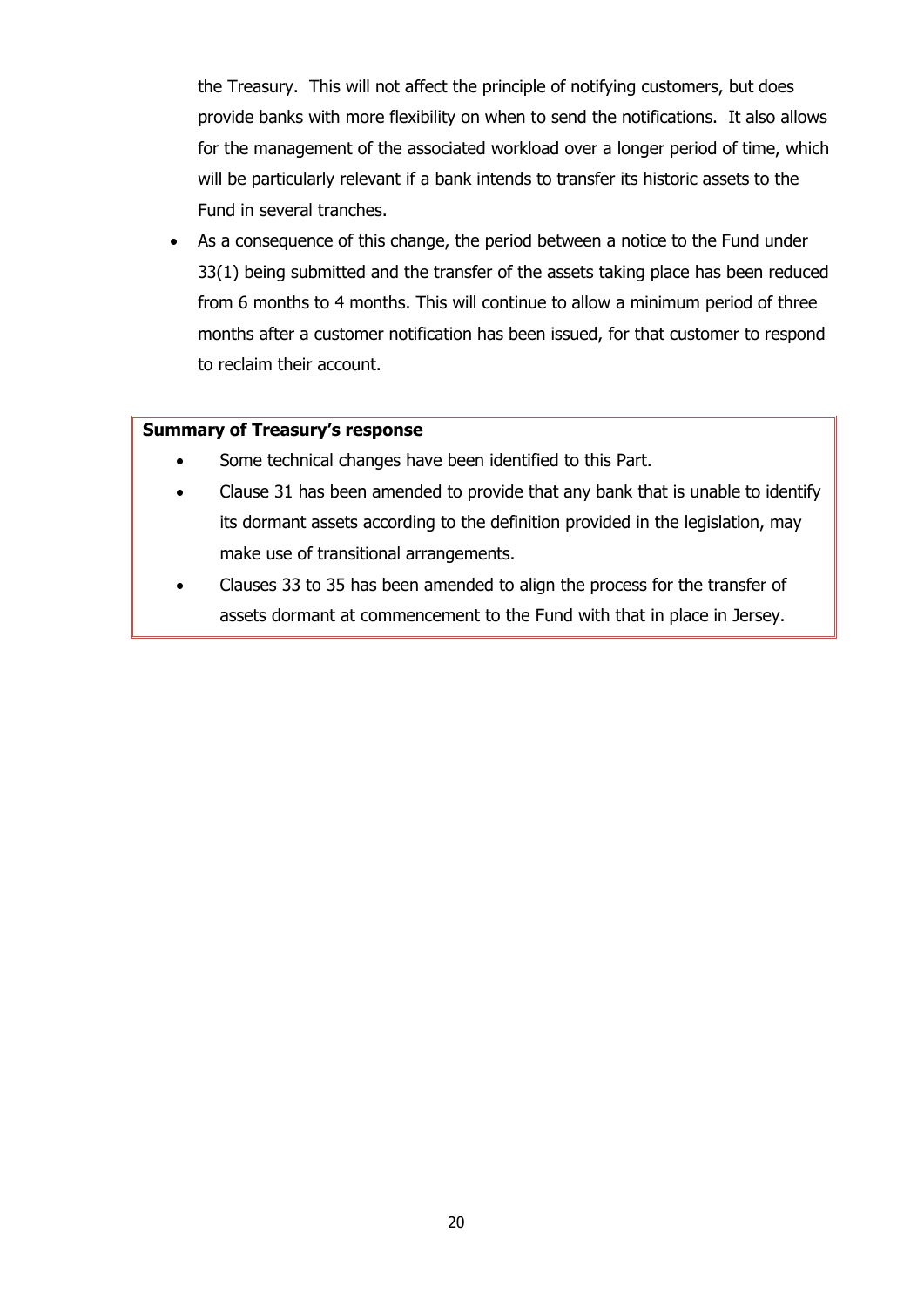the Treasury. This will not affect the principle of notifying customers, but does provide banks with more flexibility on when to send the notifications. It also allows for the management of the associated workload over a longer period of time, which will be particularly relevant if a bank intends to transfer its historic assets to the Fund in several tranches.

- As a consequence of this change, the period between a notice to the Fund under 33(1) being submitted and the transfer of the assets taking place has been reduced from 6 months to 4 months. This will continue to allow a minimum period of three months after a customer notification has been issued, for that customer to respond to reclaim their account.

**Summary of Treasury's response**

- Some technical changes have been identified to this Part.
- Clause 31 has been amended to provide that any bank that is unable to identify its dormant assets according to the definition provided in the legislation, may make use of transitional arrangements.
- Clauses 33 to 35 has been amended to align the process for the transfer of assets dormant at commencement to the Fund with that in place in Jersey.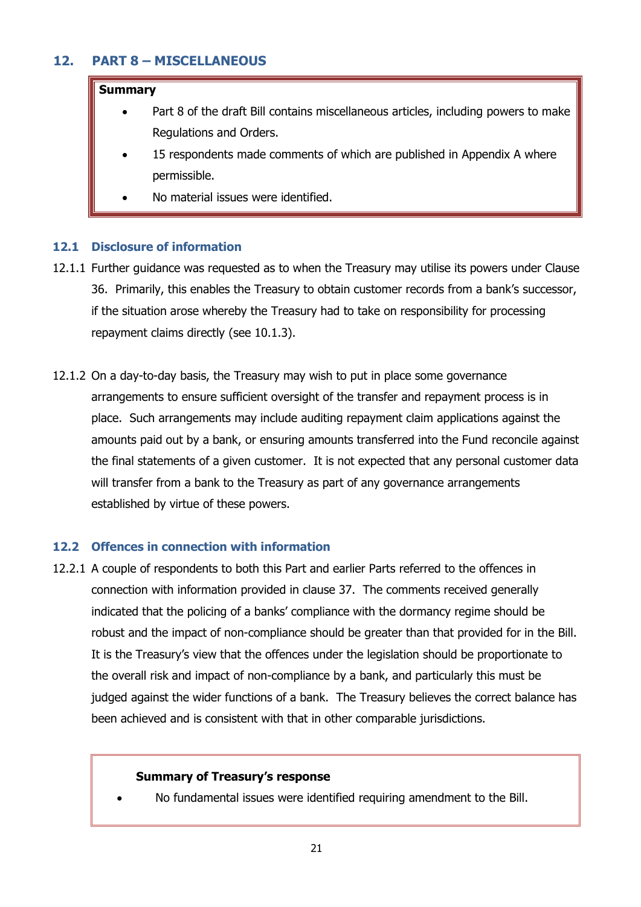## 12. PART 8 – MISCELLANEOUS

**Summary**

- Part 8 of the draft Bill contains miscellaneous articles, including powers to make Regulations and Orders.
- 15 respondents made comments of which are published in Appendix A where permissible.
- No material issues were identified.

### 12.1 Disclosure of information

12.1.1 Further guidance was requested as to when the Treasury may utilise its powers under Clause 36. Primarily, this enables the Treasury to obtain customer records from a bank's successor, if the situation arose whereby the Treasury had to take on responsibility for processing repayment claims directly (see 10.1.3).

12.1.2 On a day-to-day basis, the Treasury may wish to put in place some governance arrangements to ensure sufficient oversight of the transfer and repayment process is in place. Such arrangements may include auditing repayment claim applications against the amounts paid out by a bank, or ensuring amounts transferred into the Fund reconcile against the final statements of a given customer. It is not expected that any personal customer data will transfer from a bank to the Treasury as part of any governance arrangements established by virtue of these powers.

### 12.2 Offences in connection with information

12.2.1 A couple of respondents to both this Part and earlier Parts referred to the offences in connection with information provided in clause 37. The comments received generally indicated that the policing of a banks' compliance with the dormancy regime should be robust and the impact of non-compliance should be greater than that provided for in the Bill. It is the Treasury's view that the offences under the legislation should be proportionate to the overall risk and impact of non-compliance by a bank, and particularly this must be judged against the wider functions of a bank. The Treasury believes the correct balance has been achieved and is consistent with that in other comparable jurisdictions.

**Summary of Treasury's response**

- No fundamental issues were identified requiring amendment to the Bill.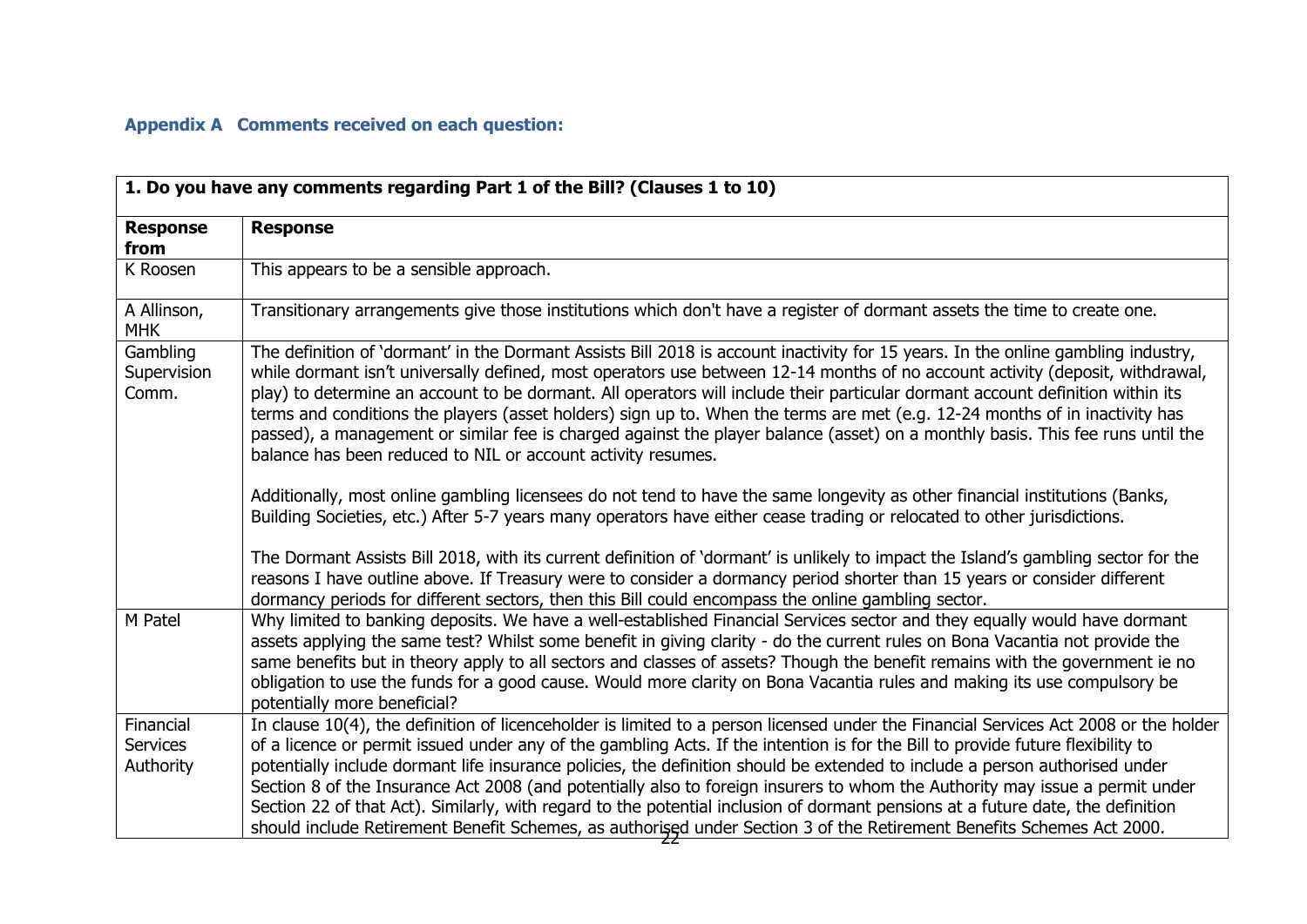### Appendix A Comments received on each question:

| 1. Do you have any comments regarding Part 1 of the Bill? (Clauses 1 to 10) | |
|---|---|
| **Response from** | **Response** |
| K Roosen | This appears to be a sensible approach. |
| A Allinson, MHK | Transitionary arrangements give those institutions which don't have a register of dormant assets the time to create one. |
| Gambling Supervision Comm. | The definition of 'dormant' in the Dormant Assists Bill 2018 is account inactivity for 15 years. In the online gambling industry, while dormant isn't universally defined, most operators use between 12-14 months of no account activity (deposit, withdrawal, play) to determine an account to be dormant. All operators will include their particular dormant account definition within its terms and conditions the players (asset holders) sign up to. When the terms are met (e.g. 12-24 months of in inactivity has passed), a management or similar fee is charged against the player balance (asset) on a monthly basis. This fee runs until the balance has been reduced to NIL or account activity resumes.<br><br>Additionally, most online gambling licensees do not tend to have the same longevity as other financial institutions (Banks, Building Societies, etc.) After 5-7 years many operators have either cease trading or relocated to other jurisdictions.<br><br>The Dormant Assists Bill 2018, with its current definition of 'dormant' is unlikely to impact the Island's gambling sector for the reasons I have outline above. If Treasury were to consider a dormancy period shorter than 15 years or consider different dormancy periods for different sectors, then this Bill could encompass the online gambling sector. |
| M Patel | Why limited to banking deposits. We have a well-established Financial Services sector and they equally would have dormant assets applying the same test? Whilst some benefit in giving clarity - do the current rules on Bona Vacantia not provide the same benefits but in theory apply to all sectors and classes of assets? Though the benefit remains with the government ie no obligation to use the funds for a good cause. Would more clarity on Bona Vacantia rules and making its use compulsory be potentially more beneficial? |
| Financial Services Authority | In clause 10(4), the definition of licenceholder is limited to a person licensed under the Financial Services Act 2008 or the holder of a licence or permit issued under any of the gambling Acts. If the intention is for the Bill to provide future flexibility to potentially include dormant life insurance policies, the definition should be extended to include a person authorised under Section 8 of the Insurance Act 2008 (and potentially also to foreign insurers to whom the Authority may issue a permit under Section 22 of that Act). Similarly, with regard to the potential inclusion of dormant pensions at a future date, the definition should include Retirement Benefit Schemes, as authorised under Section 3 of the Retirement Benefits Schemes Act 2000. |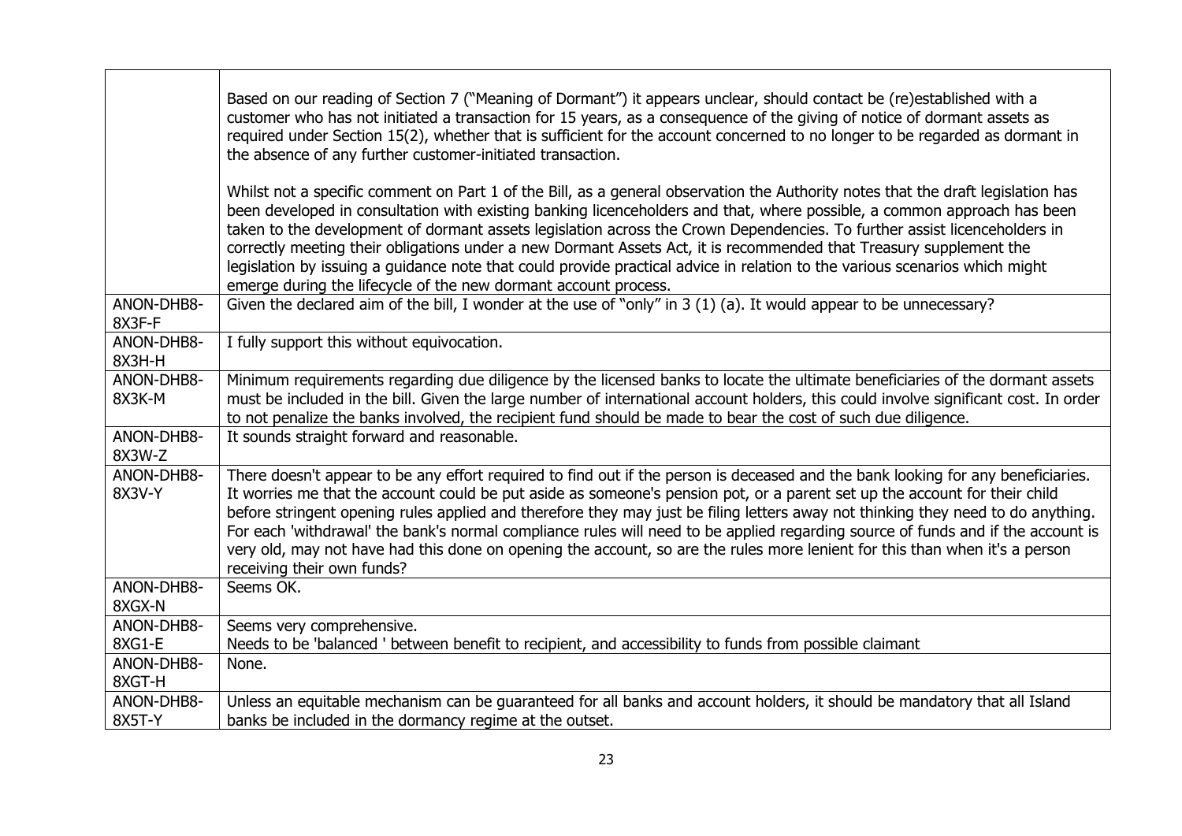| | |
|---|---|
| | Based on our reading of Section 7 ("Meaning of Dormant") it appears unclear, should contact be (re)established with a customer who has not initiated a transaction for 15 years, as a consequence of the giving of notice of dormant assets as required under Section 15(2), whether that is sufficient for the account concerned to no longer to be regarded as dormant in the absence of any further customer-initiated transaction.<br><br>Whilst not a specific comment on Part 1 of the Bill, as a general observation the Authority notes that the draft legislation has been developed in consultation with existing banking licenceholders and that, where possible, a common approach has been taken to the development of dormant assets legislation across the Crown Dependencies. To further assist licenceholders in correctly meeting their obligations under a new Dormant Assets Act, it is recommended that Treasury supplement the legislation by issuing a guidance note that could provide practical advice in relation to the various scenarios which might emerge during the lifecycle of the new dormant account process. |
| ANON-DHB8-8X3F-F | Given the declared aim of the bill, I wonder at the use of "only" in 3 (1) (a). It would appear to be unnecessary? |
| ANON-DHB8-8X3H-H | I fully support this without equivocation. |
| ANON-DHB8-8X3K-M | Minimum requirements regarding due diligence by the licensed banks to locate the ultimate beneficiaries of the dormant assets must be included in the bill. Given the large number of international account holders, this could involve significant cost. In order to not penalize the banks involved, the recipient fund should be made to bear the cost of such due diligence. |
| ANON-DHB8-8X3W-Z | It sounds straight forward and reasonable. |
| ANON-DHB8-8X3V-Y | There doesn't appear to be any effort required to find out if the person is deceased and the bank looking for any beneficiaries. It worries me that the account could be put aside as someone's pension pot, or a parent set up the account for their child before stringent opening rules applied and therefore they may just be filing letters away not thinking they need to do anything. For each 'withdrawal' the bank's normal compliance rules will need to be applied regarding source of funds and if the account is very old, may not have had this done on opening the account, so are the rules more lenient for this than when it's a person receiving their own funds? |
| ANON-DHB8-8XGX-N | Seems OK. |
| ANON-DHB8-8XG1-E | Seems very comprehensive.<br>Needs to be 'balanced ' between benefit to recipient, and accessibility to funds from possible claimant |
| ANON-DHB8-8XGT-H | None. |
| ANON-DHB8-8X5T-Y | Unless an equitable mechanism can be guaranteed for all banks and account holders, it should be mandatory that all Island banks be included in the dormancy regime at the outset. |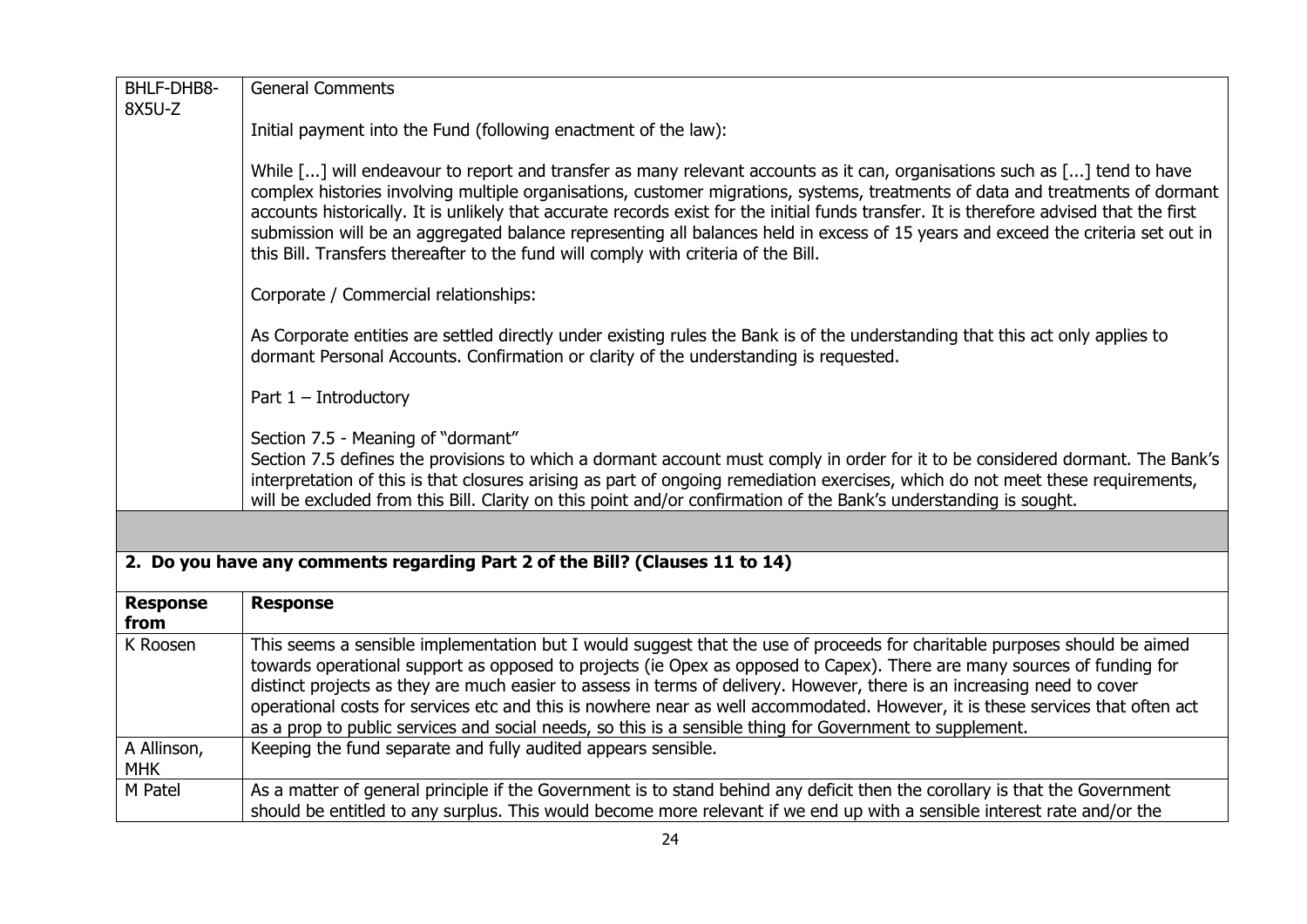| | |
|---|---|
| BHLF-DHB8-8X5U-Z | General Comments<br><br>Initial payment into the Fund (following enactment of the law):<br><br>While [...] will endeavour to report and transfer as many relevant accounts as it can, organisations such as [...] tend to have complex histories involving multiple organisations, customer migrations, systems, treatments of data and treatments of dormant accounts historically. It is unlikely that accurate records exist for the initial funds transfer. It is therefore advised that the first submission will be an aggregated balance representing all balances held in excess of 15 years and exceed the criteria set out in this Bill. Transfers thereafter to the fund will comply with criteria of the Bill.<br><br>Corporate / Commercial relationships:<br><br>As Corporate entities are settled directly under existing rules the Bank is of the understanding that this act only applies to dormant Personal Accounts. Confirmation or clarity of the understanding is requested.<br><br>Part 1 – Introductory<br><br>Section 7.5 - Meaning of "dormant"<br>Section 7.5 defines the provisions to which a dormant account must comply in order for it to be considered dormant. The Bank's interpretation of this is that closures arising as part of ongoing remediation exercises, which do not meet these requirements, will be excluded from this Bill. Clarity on this point and/or confirmation of the Bank's understanding is sought. |

## 2. Do you have any comments regarding Part 2 of the Bill? (Clauses 11 to 14)

| **Response from** | **Response** |
|---|---|
| K Roosen | This seems a sensible implementation but I would suggest that the use of proceeds for charitable purposes should be aimed towards operational support as opposed to projects (ie Opex as opposed to Capex). There are many sources of funding for distinct projects as they are much easier to assess in terms of delivery. However, there is an increasing need to cover operational costs for services etc and this is nowhere near as well accommodated. However, it is these services that often act as a prop to public services and social needs, so this is a sensible thing for Government to supplement. |
| A Allinson, MHK | Keeping the fund separate and fully audited appears sensible. |
| M Patel | As a matter of general principle if the Government is to stand behind any deficit then the corollary is that the Government should be entitled to any surplus. This would become more relevant if we end up with a sensible interest rate and/or the |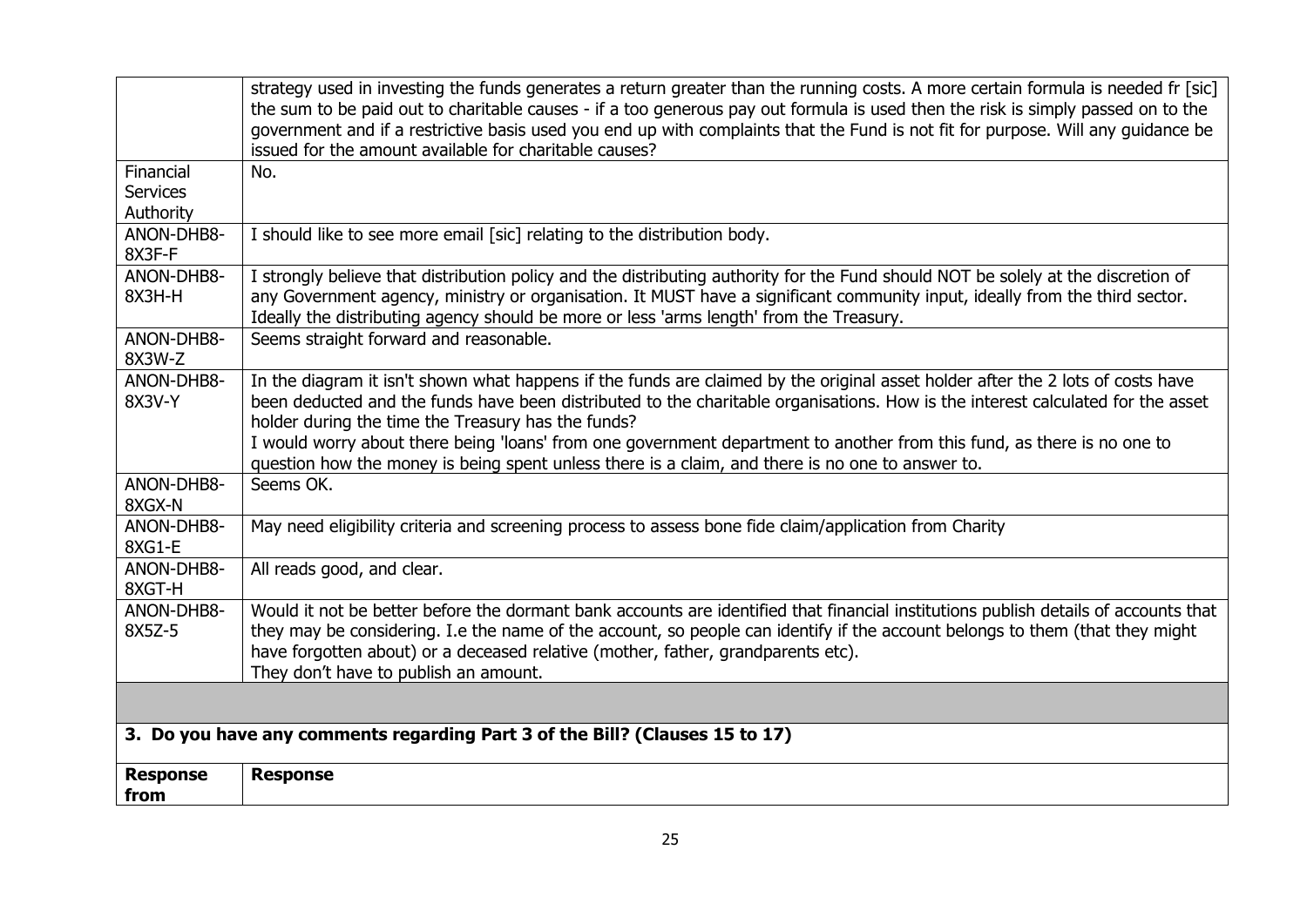| | |
|---|---|
| | strategy used in investing the funds generates a return greater than the running costs. A more certain formula is needed fr [sic] the sum to be paid out to charitable causes - if a too generous pay out formula is used then the risk is simply passed on to the government and if a restrictive basis used you end up with complaints that the Fund is not fit for purpose. Will any guidance be issued for the amount available for charitable causes? |
| Financial Services Authority | No. |
| ANON-DHB8-8X3F-F | I should like to see more email [sic] relating to the distribution body. |
| ANON-DHB8-8X3H-H | I strongly believe that distribution policy and the distributing authority for the Fund should NOT be solely at the discretion of any Government agency, ministry or organisation. It MUST have a significant community input, ideally from the third sector. Ideally the distributing agency should be more or less 'arms length' from the Treasury. |
| ANON-DHB8-8X3W-Z | Seems straight forward and reasonable. |
| ANON-DHB8-8X3V-Y | In the diagram it isn't shown what happens if the funds are claimed by the original asset holder after the 2 lots of costs have been deducted and the funds have been distributed to the charitable organisations. How is the interest calculated for the asset holder during the time the Treasury has the funds?<br>I would worry about there being 'loans' from one government department to another from this fund, as there is no one to question how the money is being spent unless there is a claim, and there is no one to answer to. |
| ANON-DHB8-8XGX-N | Seems OK. |
| ANON-DHB8-8XG1-E | May need eligibility criteria and screening process to assess bone fide claim/application from Charity |
| ANON-DHB8-8XGT-H | All reads good, and clear. |
| ANON-DHB8-8X5Z-5 | Would it not be better before the dormant bank accounts are identified that financial institutions publish details of accounts that they may be considering. I.e the name of the account, so people can identify if the account belongs to them (that they might have forgotten about) or a deceased relative (mother, father, grandparents etc).<br>They don't have to publish an amount. |

**3. Do you have any comments regarding Part 3 of the Bill? (Clauses 15 to 17)**

| Response from | Response |
|---|---|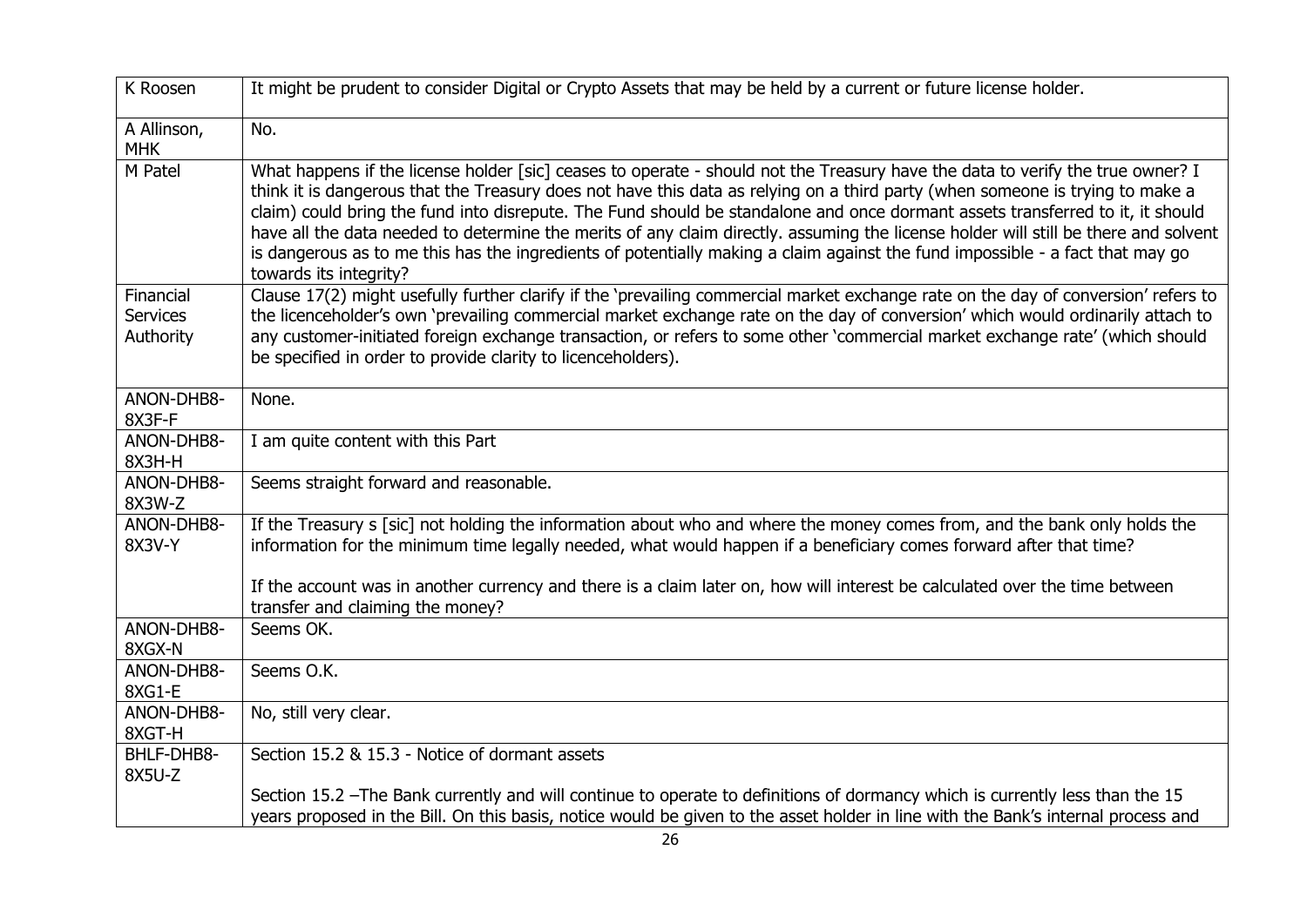| | |
|---|---|
| K Roosen | It might be prudent to consider Digital or Crypto Assets that may be held by a current or future license holder. |
| A Allinson, MHK | No. |
| M Patel | What happens if the license holder [sic] ceases to operate - should not the Treasury have the data to verify the true owner? I think it is dangerous that the Treasury does not have this data as relying on a third party (when someone is trying to make a claim) could bring the fund into disrepute. The Fund should be standalone and once dormant assets transferred to it, it should have all the data needed to determine the merits of any claim directly. assuming the license holder will still be there and solvent is dangerous as to me this has the ingredients of potentially making a claim against the fund impossible - a fact that may go towards its integrity? |
| Financial Services Authority | Clause 17(2) might usefully further clarify if the 'prevailing commercial market exchange rate on the day of conversion' refers to the licenceholder's own 'prevailing commercial market exchange rate on the day of conversion' which would ordinarily attach to any customer-initiated foreign exchange transaction, or refers to some other 'commercial market exchange rate' (which should be specified in order to provide clarity to licenceholders). |
| ANON-DHB8-8X3F-F | None. |
| ANON-DHB8-8X3H-H | I am quite content with this Part |
| ANON-DHB8-8X3W-Z | Seems straight forward and reasonable. |
| ANON-DHB8-8X3V-Y | If the Treasury s [sic] not holding the information about who and where the money comes from, and the bank only holds the information for the minimum time legally needed, what would happen if a beneficiary comes forward after that time?<br><br>If the account was in another currency and there is a claim later on, how will interest be calculated over the time between transfer and claiming the money? |
| ANON-DHB8-8XGX-N | Seems OK. |
| ANON-DHB8-8XG1-E | Seems O.K. |
| ANON-DHB8-8XGT-H | No, still very clear. |
| BHLF-DHB8-8X5U-Z | Section 15.2 & 15.3 - Notice of dormant assets<br><br>Section 15.2 –The Bank currently and will continue to operate to definitions of dormancy which is currently less than the 15 years proposed in the Bill. On this basis, notice would be given to the asset holder in line with the Bank's internal process and |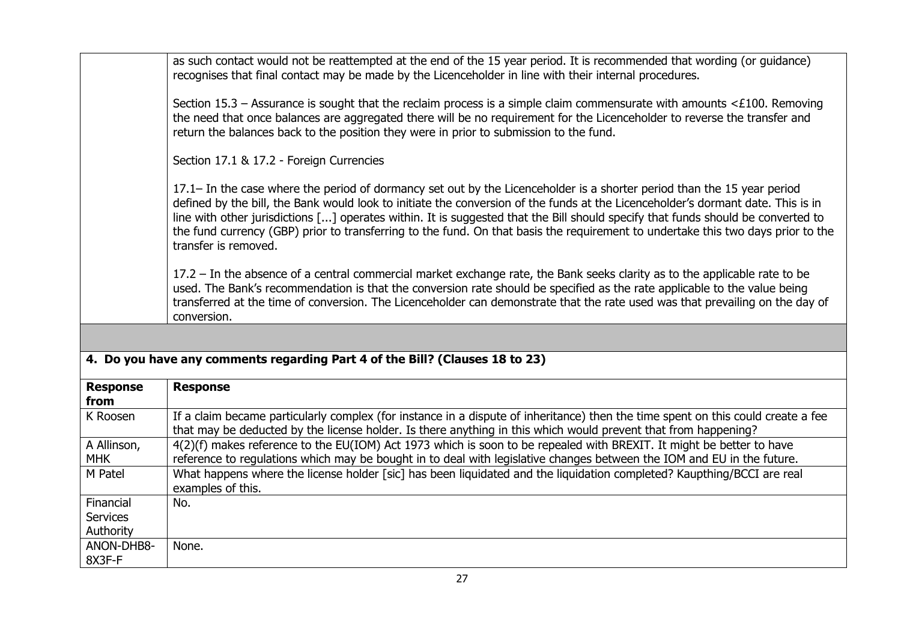| | |
|---|---|
| | as such contact would not be reattempted at the end of the 15 year period. It is recommended that wording (or guidance) recognises that final contact may be made by the Licenceholder in line with their internal procedures.<br><br>Section 15.3 – Assurance is sought that the reclaim process is a simple claim commensurate with amounts <£100. Removing the need that once balances are aggregated there will be no requirement for the Licenceholder to reverse the transfer and return the balances back to the position they were in prior to submission to the fund.<br><br>Section 17.1 & 17.2 - Foreign Currencies<br><br>17.1– In the case where the period of dormancy set out by the Licenceholder is a shorter period than the 15 year period defined by the bill, the Bank would look to initiate the conversion of the funds at the Licenceholder's dormant date. This is in line with other jurisdictions [...] operates within. It is suggested that the Bill should specify that funds should be converted to the fund currency (GBP) prior to transferring to the fund. On that basis the requirement to undertake this two days prior to the transfer is removed.<br><br>17.2 – In the absence of a central commercial market exchange rate, the Bank seeks clarity as to the applicable rate to be used. The Bank's recommendation is that the conversion rate should be specified as the rate applicable to the value being transferred at the time of conversion. The Licenceholder can demonstrate that the rate used was that prevailing on the day of conversion. |

**4. Do you have any comments regarding Part 4 of the Bill? (Clauses 18 to 23)**

| **Response from** | **Response** |
|---|---|
| K Roosen | If a claim became particularly complex (for instance in a dispute of inheritance) then the time spent on this could create a fee that may be deducted by the license holder. Is there anything in this which would prevent that from happening? |
| A Allinson, MHK | 4(2)(f) makes reference to the EU(IOM) Act 1973 which is soon to be repealed with BREXIT. It might be better to have reference to regulations which may be bought in to deal with legislative changes between the IOM and EU in the future. |
| M Patel | What happens where the license holder [sic] has been liquidated and the liquidation completed? Kaupthing/BCCI are real examples of this. |
| Financial Services Authority | No. |
| ANON-DHB8-8X3F-F | None. |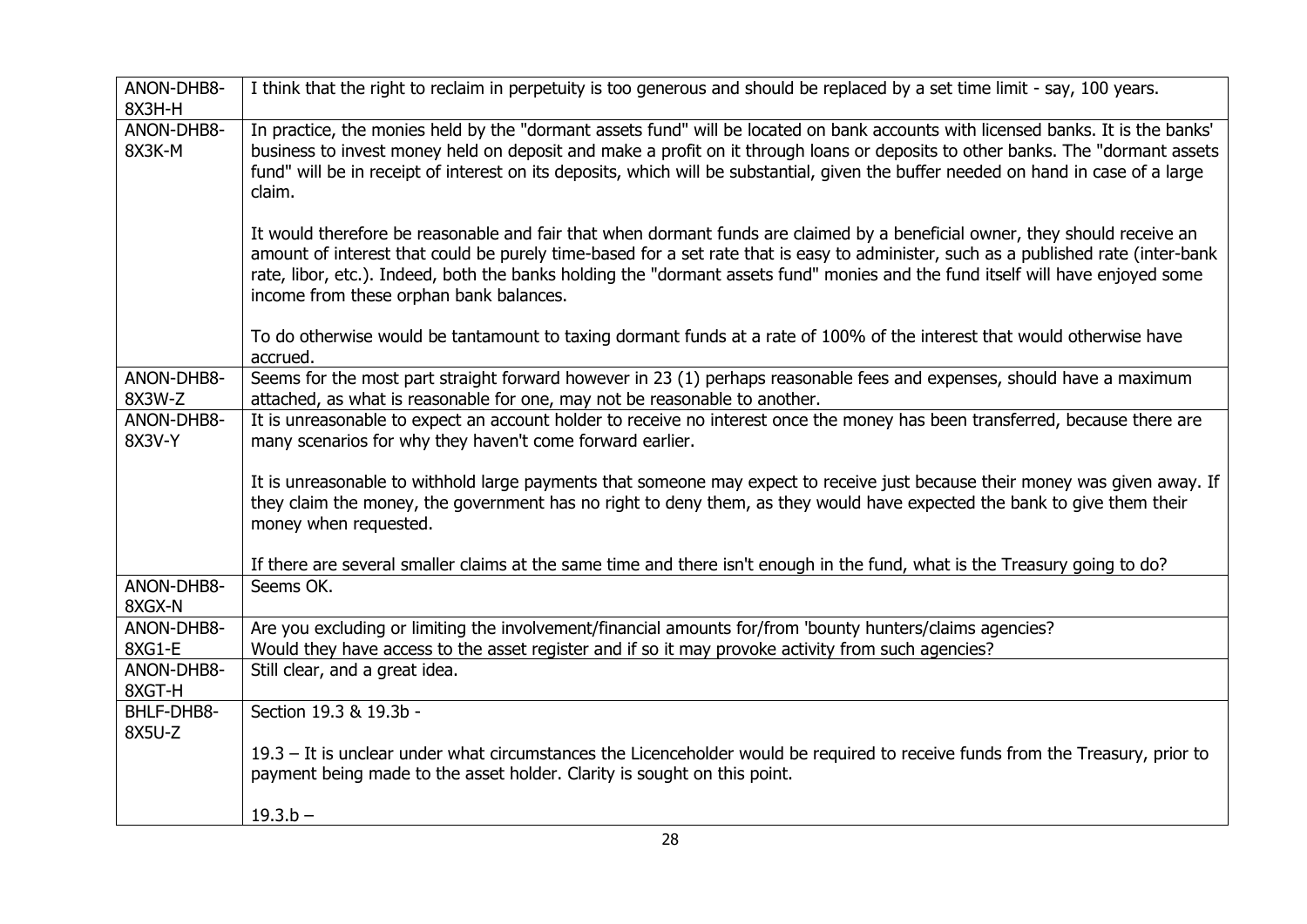| | |
|---|---|
| ANON-DHB8-8X3H-H | I think that the right to reclaim in perpetuity is too generous and should be replaced by a set time limit - say, 100 years. |
| ANON-DHB8-8X3K-M | In practice, the monies held by the "dormant assets fund" will be located on bank accounts with licensed banks. It is the banks' business to invest money held on deposit and make a profit on it through loans or deposits to other banks. The "dormant assets fund" will be in receipt of interest on its deposits, which will be substantial, given the buffer needed on hand in case of a large claim.<br><br>It would therefore be reasonable and fair that when dormant funds are claimed by a beneficial owner, they should receive an amount of interest that could be purely time-based for a set rate that is easy to administer, such as a published rate (inter-bank rate, libor, etc.). Indeed, both the banks holding the "dormant assets fund" monies and the fund itself will have enjoyed some income from these orphan bank balances.<br><br>To do otherwise would be tantamount to taxing dormant funds at a rate of 100% of the interest that would otherwise have accrued. |
| ANON-DHB8-8X3W-Z | Seems for the most part straight forward however in 23 (1) perhaps reasonable fees and expenses, should have a maximum attached, as what is reasonable for one, may not be reasonable to another. |
| ANON-DHB8-8X3V-Y | It is unreasonable to expect an account holder to receive no interest once the money has been transferred, because there are many scenarios for why they haven't come forward earlier.<br><br>It is unreasonable to withhold large payments that someone may expect to receive just because their money was given away. If they claim the money, the government has no right to deny them, as they would have expected the bank to give them their money when requested.<br><br>If there are several smaller claims at the same time and there isn't enough in the fund, what is the Treasury going to do? |
| ANON-DHB8-8XGX-N | Seems OK. |
| ANON-DHB8-8XG1-E | Are you excluding or limiting the involvement/financial amounts for/from 'bounty hunters/claims agencies?<br>Would they have access to the asset register and if so it may provoke activity from such agencies? |
| ANON-DHB8-8XGT-H | Still clear, and a great idea. |
| BHLF-DHB8-8X5U-Z | Section 19.3 & 19.3b -<br><br>19.3 – It is unclear under what circumstances the Licenceholder would be required to receive funds from the Treasury, prior to payment being made to the asset holder. Clarity is sought on this point.<br><br>19.3.b – |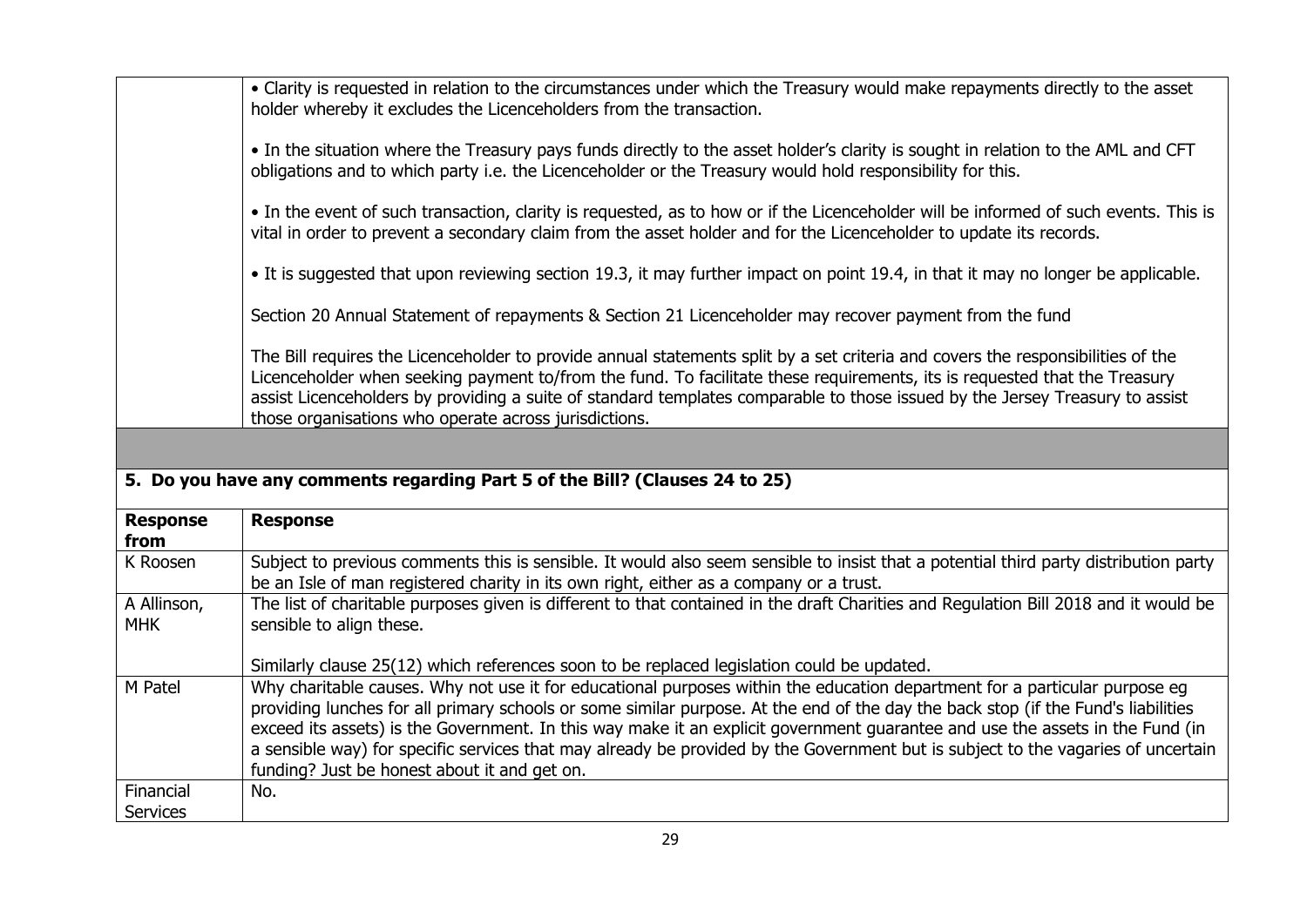| | |
|---|---|
| | • Clarity is requested in relation to the circumstances under which the Treasury would make repayments directly to the asset holder whereby it excludes the Licenceholders from the transaction.<br><br>• In the situation where the Treasury pays funds directly to the asset holder's clarity is sought in relation to the AML and CFT obligations and to which party i.e. the Licenceholder or the Treasury would hold responsibility for this.<br><br>• In the event of such transaction, clarity is requested, as to how or if the Licenceholder will be informed of such events. This is vital in order to prevent a secondary claim from the asset holder and for the Licenceholder to update its records.<br><br>• It is suggested that upon reviewing section 19.3, it may further impact on point 19.4, in that it may no longer be applicable.<br><br>Section 20 Annual Statement of repayments & Section 21 Licenceholder may recover payment from the fund<br><br>The Bill requires the Licenceholder to provide annual statements split by a set criteria and covers the responsibilities of the Licenceholder when seeking payment to/from the fund. To facilitate these requirements, its is requested that the Treasury assist Licenceholders by providing a suite of standard templates comparable to those issued by the Jersey Treasury to assist those organisations who operate across jurisdictions. |

## 5. Do you have any comments regarding Part 5 of the Bill? (Clauses 24 to 25)

| Response from | Response |
|---|---|
| K Roosen | Subject to previous comments this is sensible. It would also seem sensible to insist that a potential third party distribution party be an Isle of man registered charity in its own right, either as a company or a trust. |
| A Allinson, MHK | The list of charitable purposes given is different to that contained in the draft Charities and Regulation Bill 2018 and it would be sensible to align these.<br><br>Similarly clause 25(12) which references soon to be replaced legislation could be updated. |
| M Patel | Why charitable causes. Why not use it for educational purposes within the education department for a particular purpose eg providing lunches for all primary schools or some similar purpose. At the end of the day the back stop (if the Fund's liabilities exceed its assets) is the Government. In this way make it an explicit government guarantee and use the assets in the Fund (in a sensible way) for specific services that may already be provided by the Government but is subject to the vagaries of uncertain funding? Just be honest about it and get on. |
| Financial Services | No. |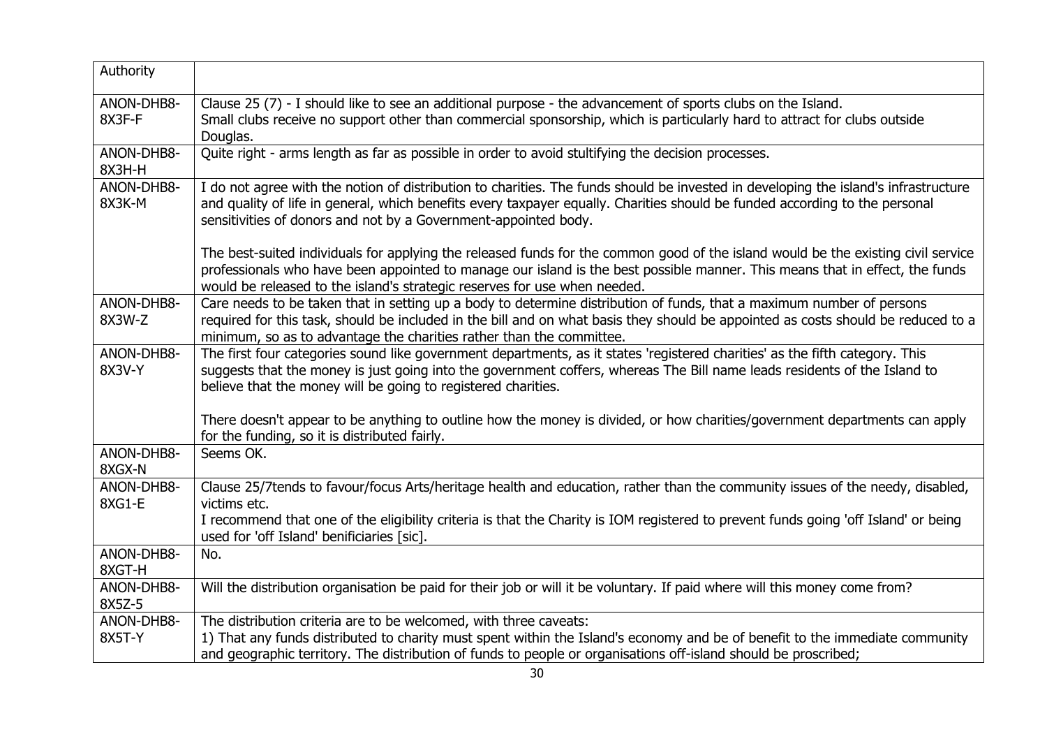| Authority | |
|---|---|
| ANON-DHB8-8X3F-F | Clause 25 (7) - I should like to see an additional purpose - the advancement of sports clubs on the Island.<br>Small clubs receive no support other than commercial sponsorship, which is particularly hard to attract for clubs outside Douglas. |
| ANON-DHB8-8X3H-H | Quite right - arms length as far as possible in order to avoid stultifying the decision processes. |
| ANON-DHB8-8X3K-M | I do not agree with the notion of distribution to charities. The funds should be invested in developing the island's infrastructure and quality of life in general, which benefits every taxpayer equally. Charities should be funded according to the personal sensitivities of donors and not by a Government-appointed body.<br><br>The best-suited individuals for applying the released funds for the common good of the island would be the existing civil service professionals who have been appointed to manage our island is the best possible manner. This means that in effect, the funds would be released to the island's strategic reserves for use when needed. |
| ANON-DHB8-8X3W-Z | Care needs to be taken that in setting up a body to determine distribution of funds, that a maximum number of persons required for this task, should be included in the bill and on what basis they should be appointed as costs should be reduced to a minimum, so as to advantage the charities rather than the committee. |
| ANON-DHB8-8X3V-Y | The first four categories sound like government departments, as it states 'registered charities' as the fifth category. This suggests that the money is just going into the government coffers, whereas The Bill name leads residents of the Island to believe that the money will be going to registered charities.<br><br>There doesn't appear to be anything to outline how the money is divided, or how charities/government departments can apply for the funding, so it is distributed fairly. |
| ANON-DHB8-8XGX-N | Seems OK. |
| ANON-DHB8-8XG1-E | Clause 25/7tends to favour/focus Arts/heritage health and education, rather than the community issues of the needy, disabled, victims etc.<br>I recommend that one of the eligibility criteria is that the Charity is IOM registered to prevent funds going 'off Island' or being used for 'off Island' benificiaries [sic]. |
| ANON-DHB8-8XGT-H | No. |
| ANON-DHB8-8X5Z-5 | Will the distribution organisation be paid for their job or will it be voluntary. If paid where will this money come from? |
| ANON-DHB8-8X5T-Y | The distribution criteria are to be welcomed, with three caveats:<br>1) That any funds distributed to charity must spent within the Island's economy and be of benefit to the immediate community and geographic territory. The distribution of funds to people or organisations off-island should be proscribed; |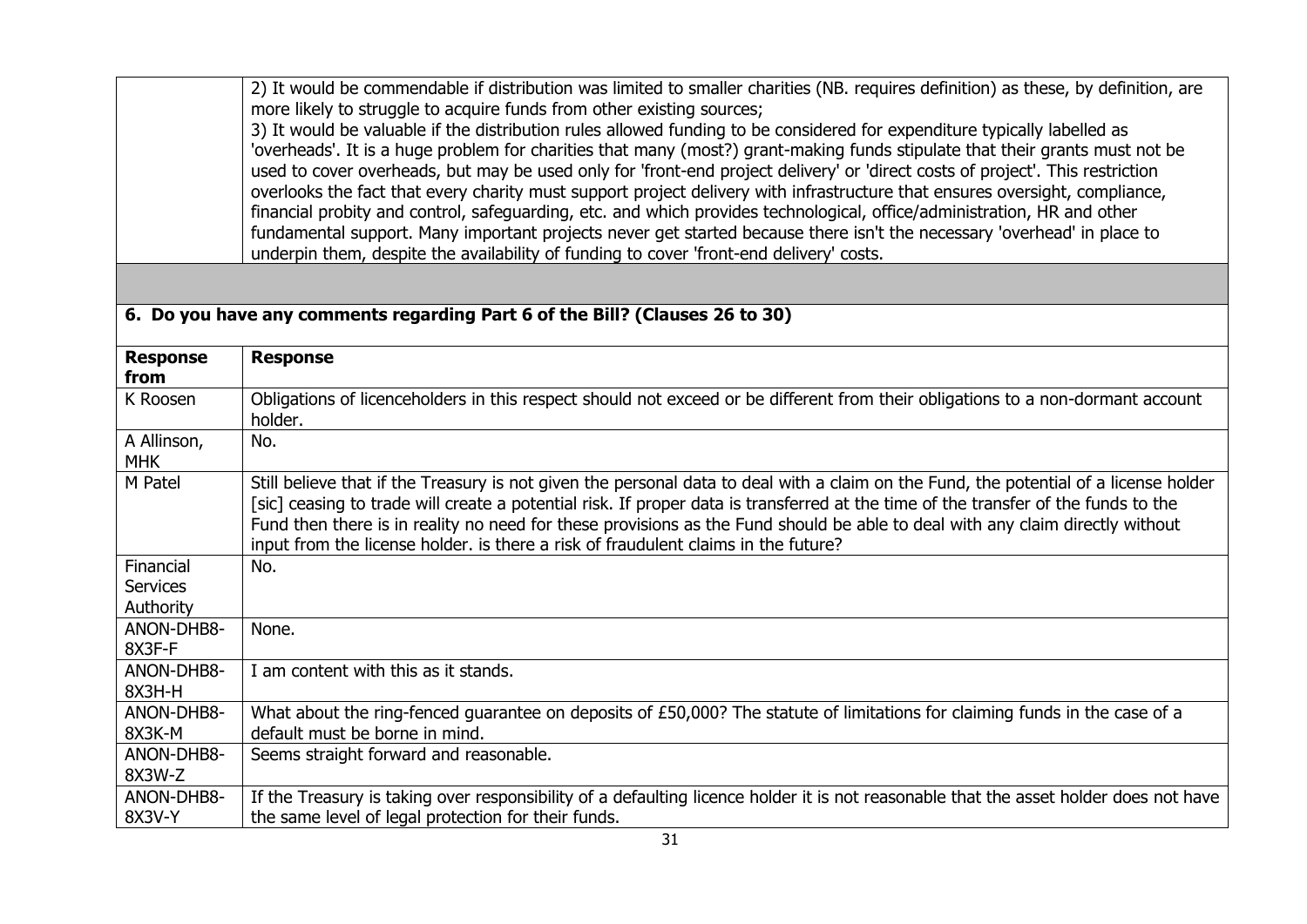| | |
|---|---|
| | 2) It would be commendable if distribution was limited to smaller charities (NB. requires definition) as these, by definition, are more likely to struggle to acquire funds from other existing sources;<br>3) It would be valuable if the distribution rules allowed funding to be considered for expenditure typically labelled as 'overheads'. It is a huge problem for charities that many (most?) grant-making funds stipulate that their grants must not be used to cover overheads, but may be used only for 'front-end project delivery' or 'direct costs of project'. This restriction overlooks the fact that every charity must support project delivery with infrastructure that ensures oversight, compliance, financial probity and control, safeguarding, etc. and which provides technological, office/administration, HR and other fundamental support. Many important projects never get started because there isn't the necessary 'overhead' in place to underpin them, despite the availability of funding to cover 'front-end delivery' costs. |

## 6. Do you have any comments regarding Part 6 of the Bill? (Clauses 26 to 30)

| Response from | Response |
|---|---|
| K Roosen | Obligations of licenceholders in this respect should not exceed or be different from their obligations to a non-dormant account holder. |
| A Allinson, MHK | No. |
| M Patel | Still believe that if the Treasury is not given the personal data to deal with a claim on the Fund, the potential of a license holder [sic] ceasing to trade will create a potential risk. If proper data is transferred at the time of the transfer of the funds to the Fund then there is in reality no need for these provisions as the Fund should be able to deal with any claim directly without input from the license holder. is there a risk of fraudulent claims in the future? |
| Financial Services Authority | No. |
| ANON-DHB8-8X3F-F | None. |
| ANON-DHB8-8X3H-H | I am content with this as it stands. |
| ANON-DHB8-8X3K-M | What about the ring-fenced guarantee on deposits of £50,000? The statute of limitations for claiming funds in the case of a default must be borne in mind. |
| ANON-DHB8-8X3W-Z | Seems straight forward and reasonable. |
| ANON-DHB8-8X3V-Y | If the Treasury is taking over responsibility of a defaulting licence holder it is not reasonable that the asset holder does not have the same level of legal protection for their funds. |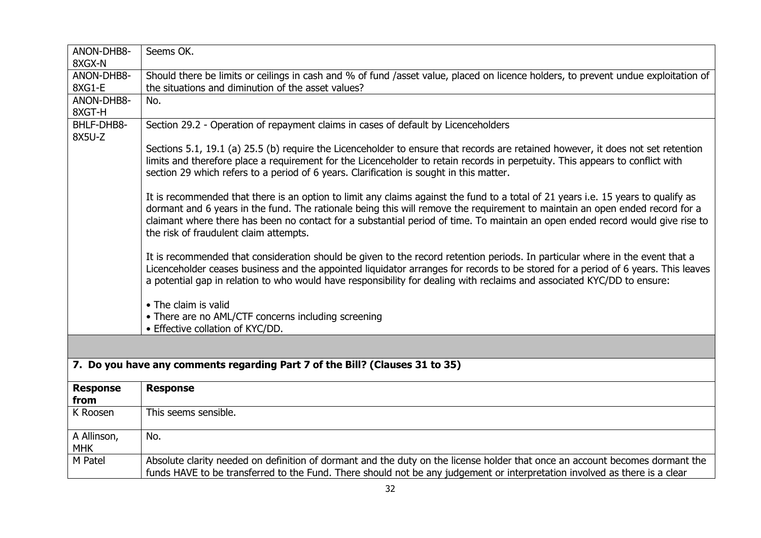| | |
|---|---|
| ANON-DHB8-8XGX-N | Seems OK. |
| ANON-DHB8-8XG1-E | Should there be limits or ceilings in cash and % of fund /asset value, placed on licence holders, to prevent undue exploitation of the situations and diminution of the asset values? |
| ANON-DHB8-8XGT-H | No. |
| BHLF-DHB8-8X5U-Z | Section 29.2 - Operation of repayment claims in cases of default by Licenceholders<br><br>Sections 5.1, 19.1 (a) 25.5 (b) require the Licenceholder to ensure that records are retained however, it does not set retention limits and therefore place a requirement for the Licenceholder to retain records in perpetuity. This appears to conflict with section 29 which refers to a period of 6 years. Clarification is sought in this matter.<br><br>It is recommended that there is an option to limit any claims against the fund to a total of 21 years i.e. 15 years to qualify as dormant and 6 years in the fund. The rationale being this will remove the requirement to maintain an open ended record for a claimant where there has been no contact for a substantial period of time. To maintain an open ended record would give rise to the risk of fraudulent claim attempts.<br><br>It is recommended that consideration should be given to the record retention periods. In particular where in the event that a Licenceholder ceases business and the appointed liquidator arranges for records to be stored for a period of 6 years. This leaves a potential gap in relation to who would have responsibility for dealing with reclaims and associated KYC/DD to ensure:<br><br>• The claim is valid<br>• There are no AML/CTF concerns including screening<br>• Effective collation of KYC/DD. |

## 7. Do you have any comments regarding Part 7 of the Bill? (Clauses 31 to 35)

| Response from | Response |
|---|---|
| K Roosen | This seems sensible. |
| A Allinson, MHK | No. |
| M Patel | Absolute clarity needed on definition of dormant and the duty on the license holder that once an account becomes dormant the funds HAVE to be transferred to the Fund. There should not be any judgement or interpretation involved as there is a clear |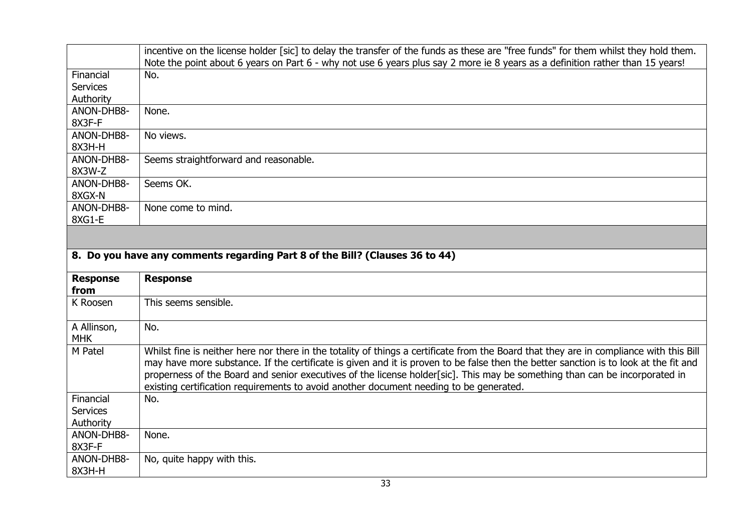| | |
|---|---|
| | incentive on the license holder [sic] to delay the transfer of the funds as these are "free funds" for them whilst they hold them. Note the point about 6 years on Part 6 - why not use 6 years plus say 2 more ie 8 years as a definition rather than 15 years! |
| Financial Services Authority | No. |
| ANON-DHB8-8X3F-F | None. |
| ANON-DHB8-8X3H-H | No views. |
| ANON-DHB8-8X3W-Z | Seems straightforward and reasonable. |
| ANON-DHB8-8XGX-N | Seems OK. |
| ANON-DHB8-8XG1-E | None come to mind. |

**8. Do you have any comments regarding Part 8 of the Bill? (Clauses 36 to 44)**

| Response from | Response |
|---|---|
| K Roosen | This seems sensible. |
| A Allinson, MHK | No. |
| M Patel | Whilst fine is neither here nor there in the totality of things a certificate from the Board that they are in compliance with this Bill may have more substance. If the certificate is given and it is proven to be false then the better sanction is to look at the fit and properness of the Board and senior executives of the license holder[sic]. This may be something than can be incorporated in existing certification requirements to avoid another document needing to be generated. |
| Financial Services Authority | No. |
| ANON-DHB8-8X3F-F | None. |
| ANON-DHB8-8X3H-H | No, quite happy with this. |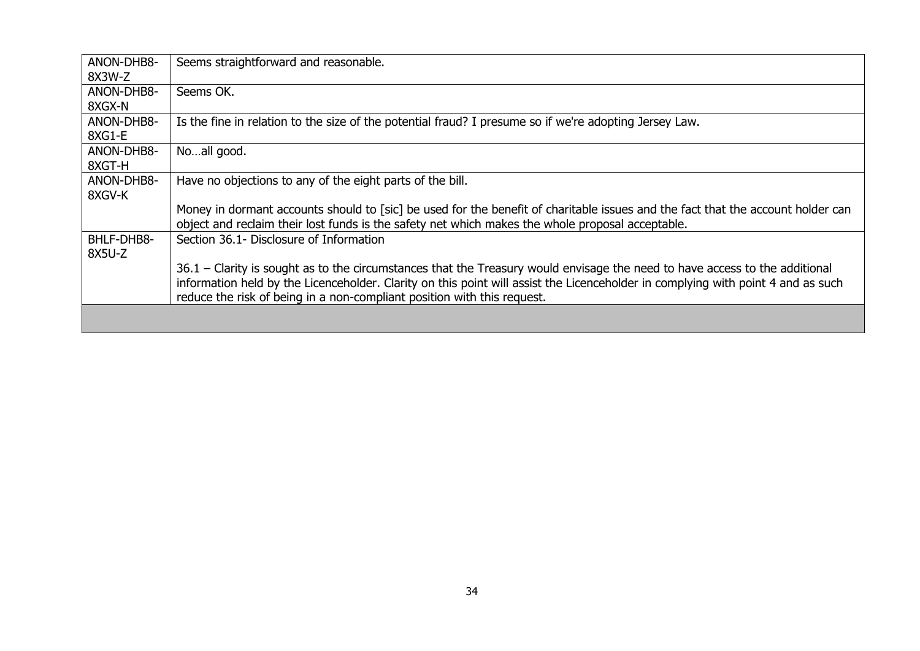| | |
|---|---|
| ANON-DHB8-8X3W-Z | Seems straightforward and reasonable. |
| ANON-DHB8-8XGX-N | Seems OK. |
| ANON-DHB8-8XG1-E | Is the fine in relation to the size of the potential fraud? I presume so if we're adopting Jersey Law. |
| ANON-DHB8-8XGT-H | No…all good. |
| ANON-DHB8-8XGV-K | Have no objections to any of the eight parts of the bill.<br><br>Money in dormant accounts should to [sic] be used for the benefit of charitable issues and the fact that the account holder can object and reclaim their lost funds is the safety net which makes the whole proposal acceptable. |
| BHLF-DHB8-8X5U-Z | Section 36.1- Disclosure of Information<br><br>36.1 – Clarity is sought as to the circumstances that the Treasury would envisage the need to have access to the additional information held by the Licenceholder. Clarity on this point will assist the Licenceholder in complying with point 4 and as such reduce the risk of being in a non-compliant position with this request. |
| | |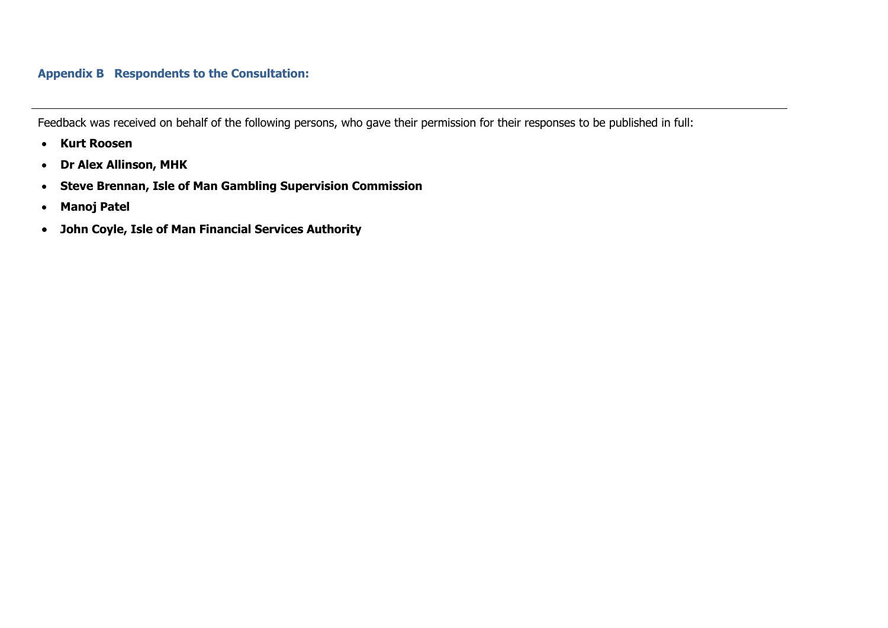## Appendix B Respondents to the Consultation:

---

Feedback was received on behalf of the following persons, who gave their permission for their responses to be published in full:

- **Kurt Roosen**
- **Dr Alex Allinson, MHK**
- **Steve Brennan, Isle of Man Gambling Supervision Commission**
- **Manoj Patel**
- **John Coyle, Isle of Man Financial Services Authority**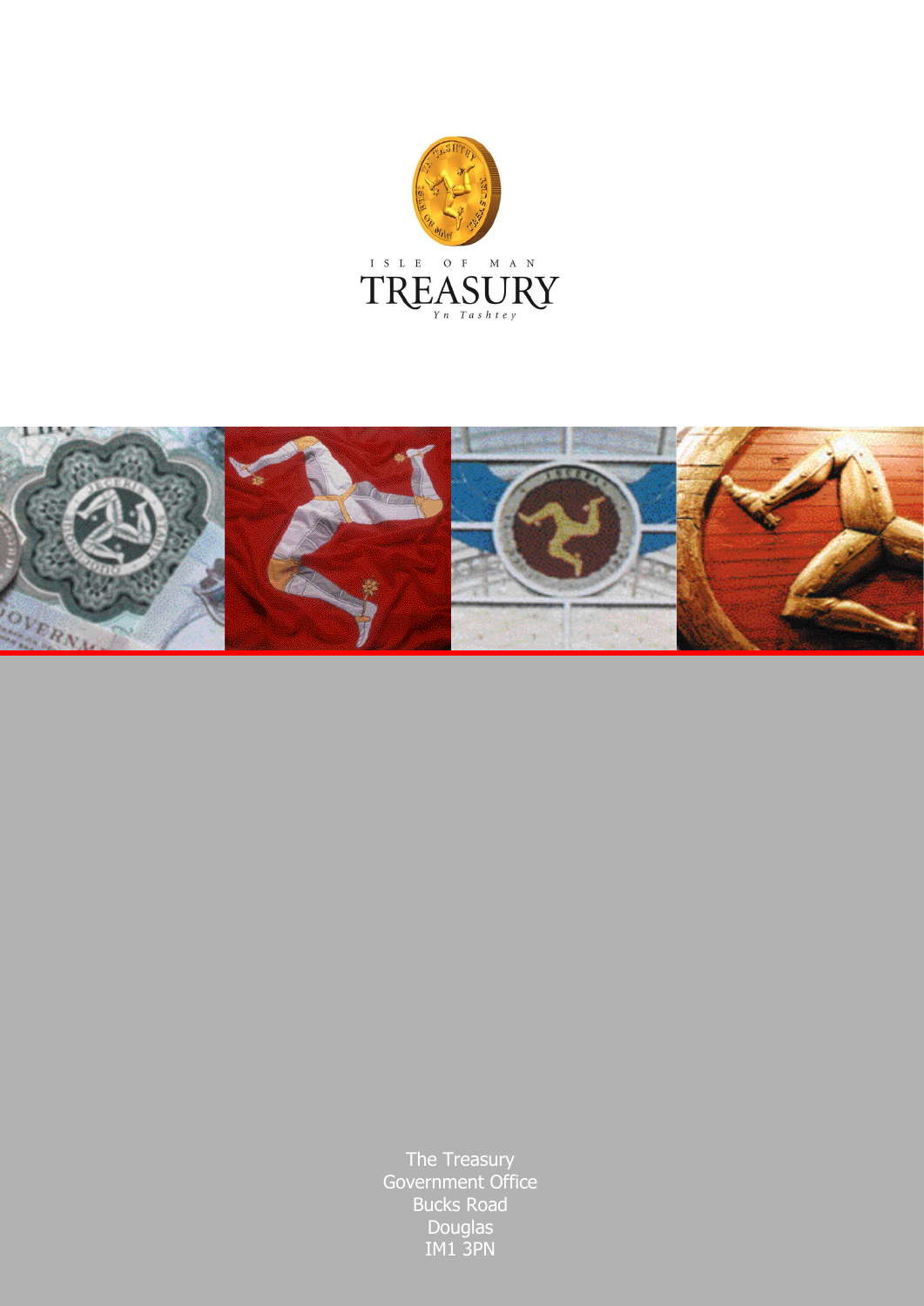ISLE OF MAN

TREASURY

Yn Tashtey

The Treasury
Government Office
Bucks Road
Douglas
IM1 3PN